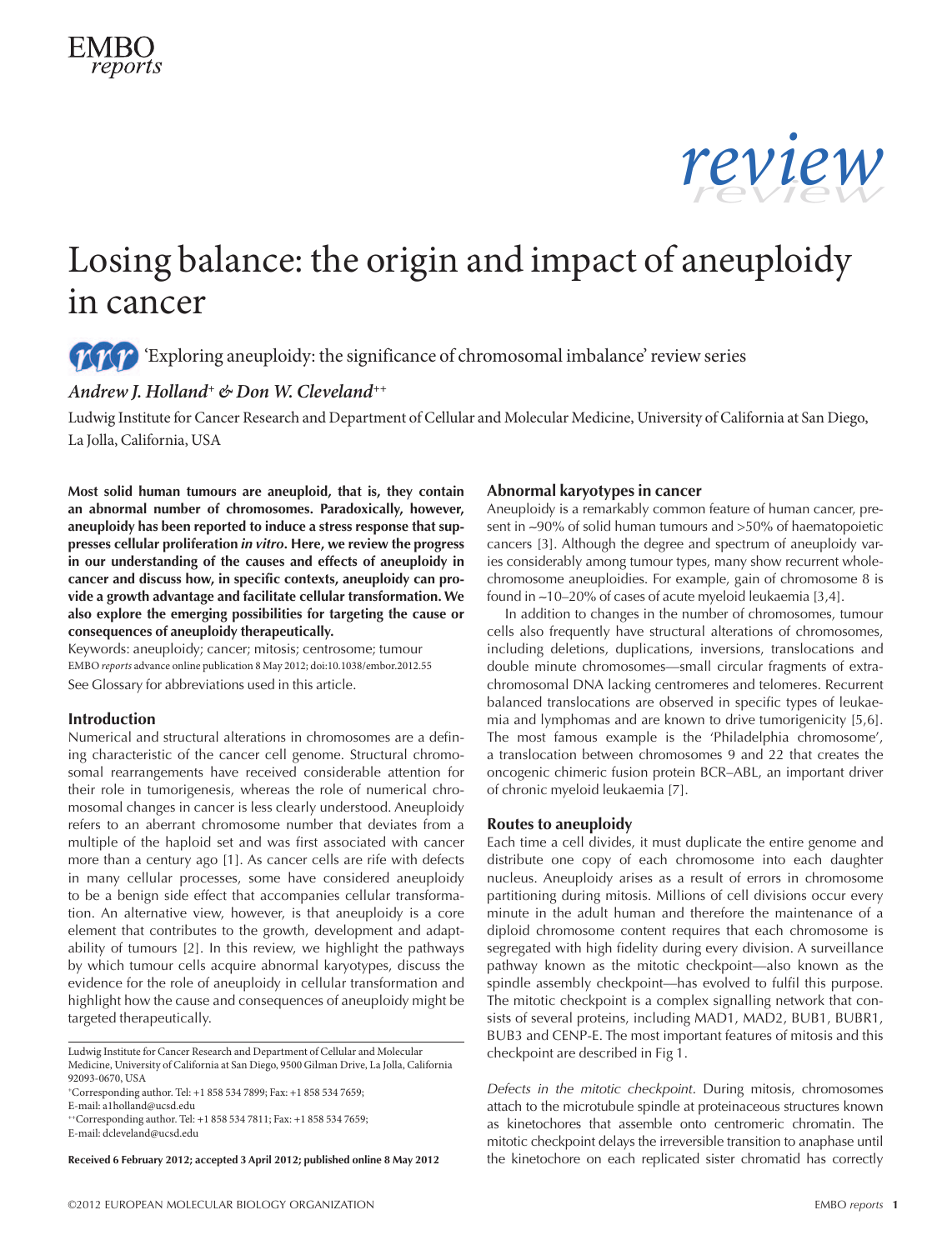# Losing balance: the origin and impact of aneuploidy in cancer

'Exploring aneuploidy: the significance of chromosomal imbalance' review series

*Andrew J. Holland[+] & Don W. Cleveland[++]*

Ludwig Institute for Cancer Research and Department of Cellular and Molecular Medicine, University of California at San Diego, La Jolla, California, USA

**Most solid human tumours are aneuploid, that is, they contain an abnormal number of chromosomes. Paradoxically, however, aneuploidy has been reported to induce a stress response that suppresses cellular proliferation *in vitro*. Here, we review the progress in our understanding of the causes and effects of aneuploidy in cancer and discuss how, in specific contexts, aneuploidy can provide a growth advantage and facilitate cellular transformation. We also explore the emerging possibilities for targeting the cause or consequences of aneuploidy therapeutically.**

Keywords: aneuploidy; cancer; mitosis; centrosome; tumour

EMBO *reports* advance online publication 8 May 2012; doi:10.1038/embor.2012.55

See Glossary for abbreviations used in this article.

## Introduction

Numerical and structural alterations in chromosomes are a defining characteristic of the cancer cell genome. Structural chromosomal rearrangements have received considerable attention for their role in tumorigenesis, whereas the role of numerical chromosomal changes in cancer is less clearly understood. Aneuploidy refers to an aberrant chromosome number that deviates from a multiple of the haploid set and was first associated with cancer more than a century ago [1]. As cancer cells are rife with defects in many cellular processes, some have considered aneuploidy to be a benign side effect that accompanies cellular transformation. An alternative view, however, is that aneuploidy is a core element that contributes to the growth, development and adaptability of tumours [2]. In this review, we highlight the pathways by which tumour cells acquire abnormal karyotypes, discuss the evidence for the role of aneuploidy in cellular transformation and highlight how the cause and consequences of aneuploidy might be targeted therapeutically.

Ludwig Institute for Cancer Research and Department of Cellular and Molecular Medicine, University of California at San Diego, 9500 Gilman Drive, La Jolla, California 92093-0670, USA

[+]Corresponding author. Tel: +1 858 534 7899; Fax: +1 858 534 7659;
E-mail: a1holland@ucsd.edu

[++]Corresponding author. Tel: +1 858 534 7811; Fax: +1 858 534 7659;
E-mail: dcleveland@ucsd.edu

**Received 6 February 2012; accepted 3 April 2012; published online 8 May 2012**

## Abnormal karyotypes in cancer

Aneuploidy is a remarkably common feature of human cancer, present in ~90% of solid human tumours and >50% of haematopoietic cancers [3]. Although the degree and spectrum of aneuploidy varies considerably among tumour types, many show recurrent whole-chromosome aneuploidies. For example, gain of chromosome 8 is found in ~10–20% of cases of acute myeloid leukaemia [3,4].

In addition to changes in the number of chromosomes, tumour cells also frequently have structural alterations of chromosomes, including deletions, duplications, inversions, translocations and double minute chromosomes—small circular fragments of extrachromosomal DNA lacking centromeres and telomeres. Recurrent balanced translocations are observed in specific types of leukaemia and lymphomas and are known to drive tumorigenicity [5,6]. The most famous example is the 'Philadelphia chromosome', a translocation between chromosomes 9 and 22 that creates the oncogenic chimeric fusion protein BCR–ABL, an important driver of chronic myeloid leukaemia [7].

## Routes to aneuploidy

Each time a cell divides, it must duplicate the entire genome and distribute one copy of each chromosome into each daughter nucleus. Aneuploidy arises as a result of errors in chromosome partitioning during mitosis. Millions of cell divisions occur every minute in the adult human and therefore the maintenance of a diploid chromosome content requires that each chromosome is segregated with high fidelity during every division. A surveillance pathway known as the mitotic checkpoint—also known as the spindle assembly checkpoint—has evolved to fulfil this purpose. The mitotic checkpoint is a complex signalling network that consists of several proteins, including MAD1, MAD2, BUB1, BUBR1, BUB3 and CENP-E. The most important features of mitosis and this checkpoint are described in Fig 1.

*Defects in the mitotic checkpoint*. During mitosis, chromosomes attach to the microtubule spindle at proteinaceous structures known as kinetochores that assemble onto centromeric chromatin. The mitotic checkpoint delays the irreversible transition to anaphase until the kinetochore on each replicated sister chromatid has correctly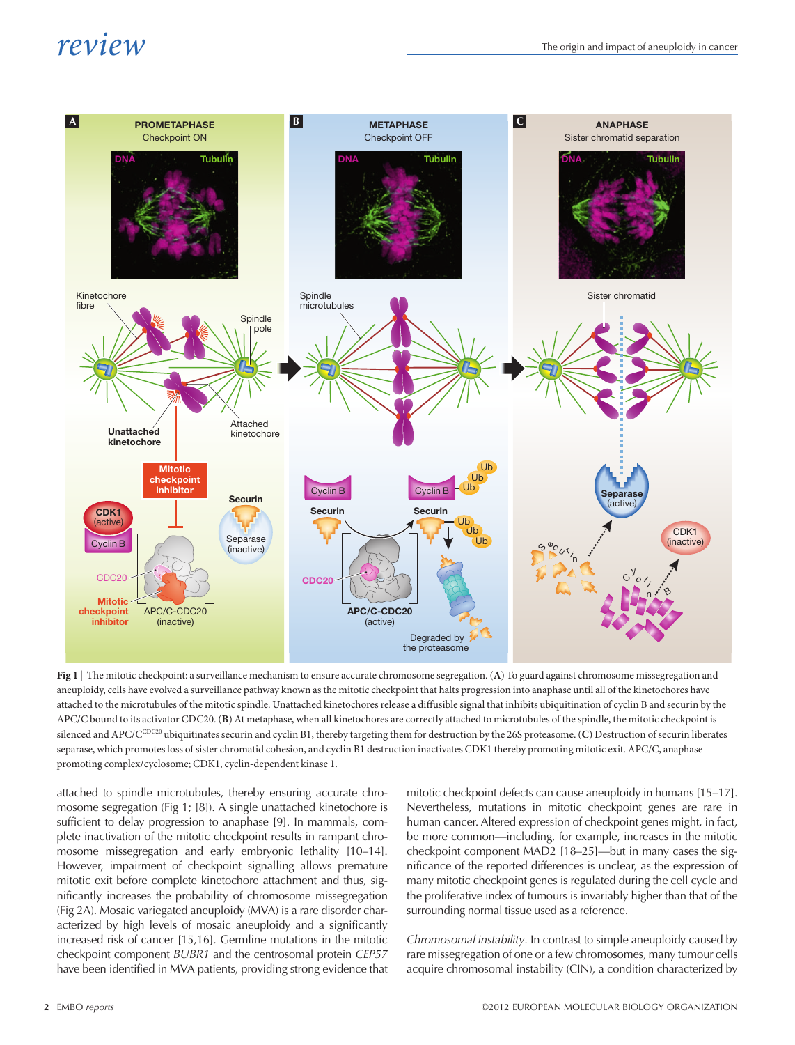Fig 1 | The mitotic checkpoint: a surveillance mechanism to ensure accurate chromosome segregation. (**A**) To guard against chromosome missegregation and aneuploidy, cells have evolved a surveillance pathway known as the mitotic checkpoint that halts progression into anaphase until all of the kinetochores have attached to the microtubules of the mitotic spindle. Unattached kinetochores release a diffusible signal that inhibits ubiquitination of cyclin B and securin by the APC/C bound to its activator CDC20. (**B**) At metaphase, when all kinetochores are correctly attached to microtubules of the spindle, the mitotic checkpoint is silenced and APC/C$^{CDC20}$ ubiquitinates securin and cyclin B1, thereby targeting them for destruction by the 26S proteasome. (**C**) Destruction of securin liberates separase, which promotes loss of sister chromatid cohesion, and cyclin B1 destruction inactivates CDK1 thereby promoting mitotic exit. APC/C, anaphase promoting complex/cyclosome; CDK1, cyclin-dependent kinase 1.

attached to spindle microtubules, thereby ensuring accurate chromosome segregation (Fig 1; [8]). A single unattached kinetochore is sufficient to delay progression to anaphase [9]. In mammals, complete inactivation of the mitotic checkpoint results in rampant chromosome missegregation and early embryonic lethality [10–14]. However, impairment of checkpoint signalling allows premature mitotic exit before complete kinetochore attachment and thus, significantly increases the probability of chromosome missegregation (Fig 2A). Mosaic variegated aneuploidy (MVA) is a rare disorder characterized by high levels of mosaic aneuploidy and a significantly increased risk of cancer [15,16]. Germline mutations in the mitotic checkpoint component *BUBR1* and the centrosomal protein *CEP57* have been identified in MVA patients, providing strong evidence that mitotic checkpoint defects can cause aneuploidy in humans [15–17]. Nevertheless, mutations in mitotic checkpoint genes are rare in human cancer. Altered expression of checkpoint genes might, in fact, be more common—including, for example, increases in the mitotic checkpoint component MAD2 [18–25]—but in many cases the significance of the reported differences is unclear, as the expression of many mitotic checkpoint genes is regulated during the cell cycle and the proliferative index of tumours is invariably higher than that of the surrounding normal tissue used as a reference.

*Chromosomal instability*. In contrast to simple aneuploidy caused by rare missegregation of one or a few chromosomes, many tumour cells acquire chromosomal instability (CIN), a condition characterized by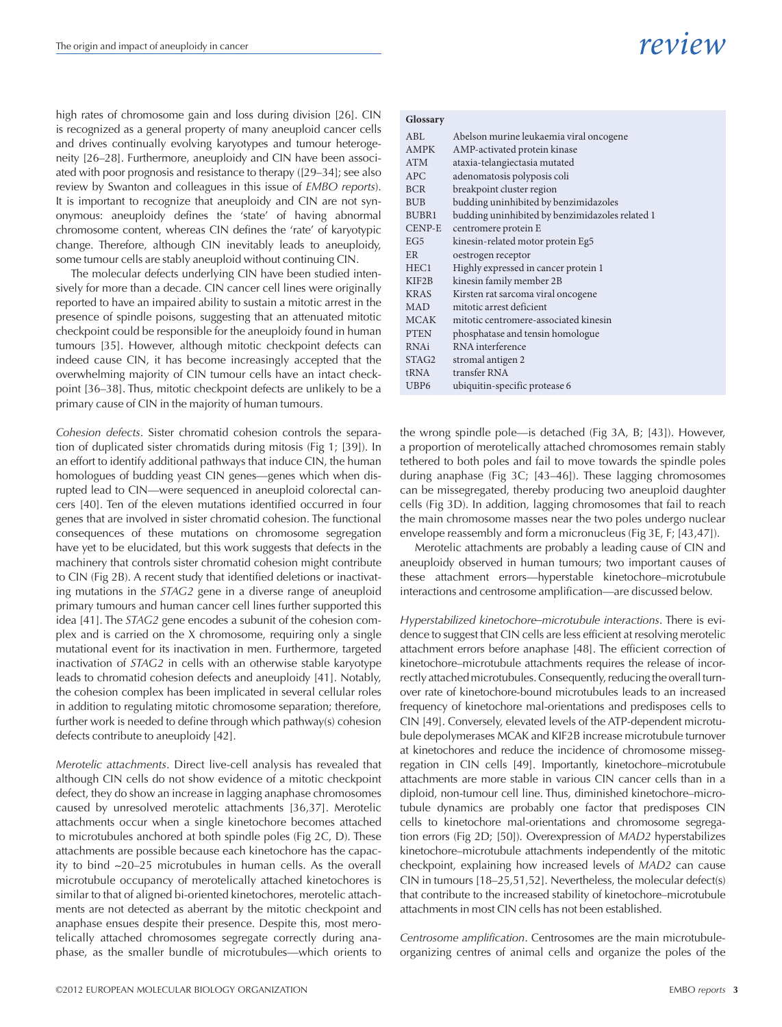high rates of chromosome gain and loss during division [26]. CIN is recognized as a general property of many aneuploid cancer cells and drives continually evolving karyotypes and tumour heterogeneity [26–28]. Furthermore, aneuploidy and CIN have been associated with poor prognosis and resistance to therapy ([29–34]; see also review by Swanton and colleagues in this issue of *EMBO reports*). It is important to recognize that aneuploidy and CIN are not synonymous: aneuploidy defines the 'state' of having abnormal chromosome content, whereas CIN defines the 'rate' of karyotypic change. Therefore, although CIN inevitably leads to aneuploidy, some tumour cells are stably aneuploid without continuing CIN.

The molecular defects underlying CIN have been studied intensively for more than a decade. CIN cancer cell lines were originally reported to have an impaired ability to sustain a mitotic arrest in the presence of spindle poisons, suggesting that an attenuated mitotic checkpoint could be responsible for the aneuploidy found in human tumours [35]. However, although mitotic checkpoint defects can indeed cause CIN, it has become increasingly accepted that the overwhelming majority of CIN tumour cells have an intact checkpoint [36–38]. Thus, mitotic checkpoint defects are unlikely to be a primary cause of CIN in the majority of human tumours.

*Cohesion defects*. Sister chromatid cohesion controls the separation of duplicated sister chromatids during mitosis (Fig 1; [39]). In an effort to identify additional pathways that induce CIN, the human homologues of budding yeast CIN genes—genes which when disrupted lead to CIN—were sequenced in aneuploid colorectal cancers [40]. Ten of the eleven mutations identified occurred in four genes that are involved in sister chromatid cohesion. The functional consequences of these mutations on chromosome segregation have yet to be elucidated, but this work suggests that defects in the machinery that controls sister chromatid cohesion might contribute to CIN (Fig 2B). A recent study that identified deletions or inactivating mutations in the *STAG2* gene in a diverse range of aneuploid primary tumours and human cancer cell lines further supported this idea [41]. The *STAG2* gene encodes a subunit of the cohesion complex and is carried on the X chromosome, requiring only a single mutational event for its inactivation in men. Furthermore, targeted inactivation of *STAG2* in cells with an otherwise stable karyotype leads to chromatid cohesion defects and aneuploidy [41]. Notably, the cohesion complex has been implicated in several cellular roles in addition to regulating mitotic chromosome separation; therefore, further work is needed to define through which pathway(s) cohesion defects contribute to aneuploidy [42].

*Merotelic attachments*. Direct live-cell analysis has revealed that although CIN cells do not show evidence of a mitotic checkpoint defect, they do show an increase in lagging anaphase chromosomes caused by unresolved merotelic attachments [36,37]. Merotelic attachments occur when a single kinetochore becomes attached to microtubules anchored at both spindle poles (Fig 2C, D). These attachments are possible because each kinetochore has the capacity to bind ~20–25 microtubules in human cells. As the overall microtubule occupancy of merotelically attached kinetochores is similar to that of aligned bi-oriented kinetochores, merotelic attachments are not detected as aberrant by the mitotic checkpoint and anaphase ensues despite their presence. Despite this, most merotelically attached chromosomes segregate correctly during anaphase, as the smaller bundle of microtubules—which orients to the wrong spindle pole—is detached (Fig 3A, B; [43]). However, a proportion of merotelically attached chromosomes remain stably tethered to both poles and fail to move towards the spindle poles during anaphase (Fig 3C; [43–46]). These lagging chromosomes can be missegregated, thereby producing two aneuploid daughter cells (Fig 3D). In addition, lagging chromosomes that fail to reach the main chromosome masses near the two poles undergo nuclear envelope reassembly and form a micronucleus (Fig 3E, F; [43,47]).

Merotelic attachments are probably a leading cause of CIN and aneuploidy observed in human tumours; two important causes of these attachment errors—hyperstable kinetochore–microtubule interactions and centrosome amplification—are discussed below.

*Hyperstabilized kinetochore–microtubule interactions*. There is evidence to suggest that CIN cells are less efficient at resolving merotelic attachment errors before anaphase [48]. The efficient correction of kinetochore–microtubule attachments requires the release of incorrectly attached microtubules. Consequently, reducing the overall turnover rate of kinetochore-bound microtubules leads to an increased frequency of kinetochore mal-orientations and predisposes cells to CIN [49]. Conversely, elevated levels of the ATP-dependent microtubule depolymerases MCAK and KIF2B increase microtubule turnover at kinetochores and reduce the incidence of chromosome missegregation in CIN cells [49]. Importantly, kinetochore–microtubule attachments are more stable in various CIN cancer cells than in a diploid, non-tumour cell line. Thus, diminished kinetochore–microtubule dynamics are probably one factor that predisposes CIN cells to kinetochore mal-orientations and chromosome segregation errors (Fig 2D; [50]). Overexpression of *MAD2* hyperstabilizes kinetochore–microtubule attachments independently of the mitotic checkpoint, explaining how increased levels of *MAD2* can cause CIN in tumours [18–25,51,52]. Nevertheless, the molecular defect(s) that contribute to the increased stability of kinetochore–microtubule attachments in most CIN cells has not been established.

*Centrosome amplification*. Centrosomes are the main microtubule-organizing centres of animal cells and organize the poles of the

**Glossary**

| | |
|---|---|
| ABL | Abelson murine leukaemia viral oncogene |
| AMPK | AMP-activated protein kinase |
| ATM | ataxia-telangiectasia mutated |
| APC | adenomatosis polyposis coli |
| BCR | breakpoint cluster region |
| BUB | budding uninhibited by benzimidazoles |
| BUBR1 | budding uninhibited by benzimidazoles related 1 |
| CENP-E | centromere protein E |
| EG5 | kinesin-related motor protein Eg5 |
| ER | oestrogen receptor |
| HEC1 | Highly expressed in cancer protein 1 |
| KIF2B | kinesin family member 2B |
| KRAS | Kirsten rat sarcoma viral oncogene |
| MAD | mitotic arrest deficient |
| MCAK | mitotic centromere-associated kinesin |
| PTEN | phosphatase and tensin homologue |
| RNAi | RNA interference |
| STAG2 | stromal antigen 2 |
| tRNA | transfer RNA |
| UBP6 | ubiquitin-specific protease 6 |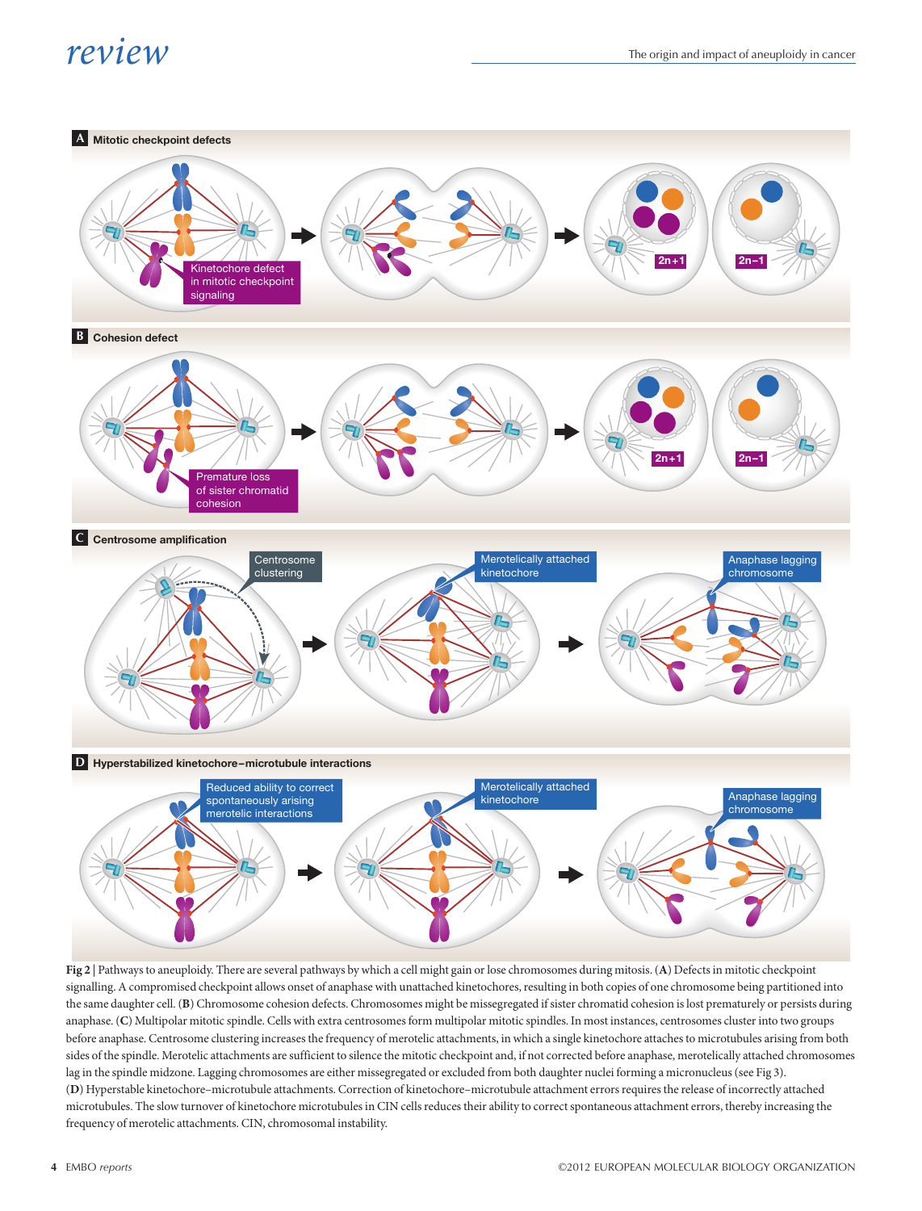**Fig 2 | Pathways to aneuploidy.** There are several pathways by which a cell might gain or lose chromosomes during mitosis. (**A**) Defects in mitotic checkpoint signalling. A compromised checkpoint allows onset of anaphase with unattached kinetochores, resulting in both copies of one chromosome being partitioned into the same daughter cell. (**B**) Chromosome cohesion defects. Chromosomes might be missegregated if sister chromatid cohesion is lost prematurely or persists during anaphase. (**C**) Multipolar mitotic spindle. Cells with extra centrosomes form multipolar mitotic spindles. In most instances, centrosomes cluster into two groups before anaphase. Centrosome clustering increases the frequency of merotelic attachments, in which a single kinetochore attaches to microtubules arising from both sides of the spindle. Merotelic attachments are sufficient to silence the mitotic checkpoint and, if not corrected before anaphase, merotelically attached chromosomes lag in the spindle midzone. Lagging chromosomes are either missegregated or excluded from both daughter nuclei forming a micronucleus (see Fig 3). (**D**) Hyperstable kinetochore–microtubule attachments. Correction of kinetochore–microtubule attachment errors requires the release of incorrectly attached microtubules. The slow turnover of kinetochore microtubules in CIN cells reduces their ability to correct spontaneous attachment errors, thereby increasing the frequency of merotelic attachments. CIN, chromosomal instability.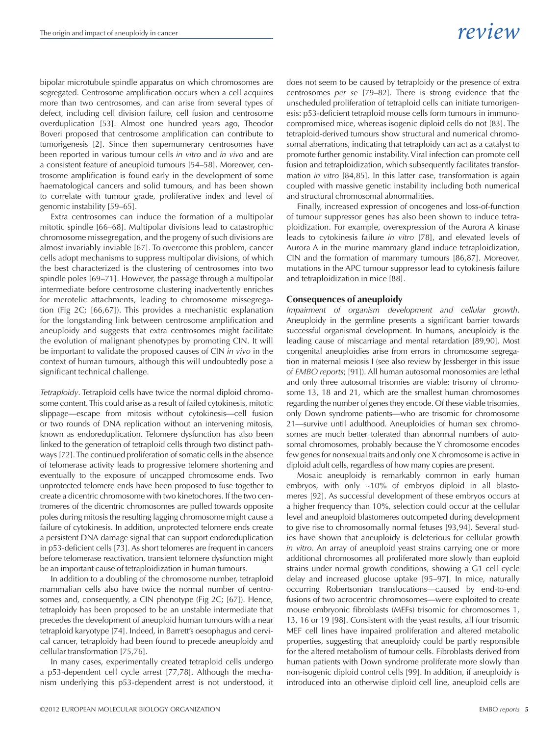bipolar microtubule spindle apparatus on which chromosomes are segregated. Centrosome amplification occurs when a cell acquires more than two centrosomes, and can arise from several types of defect, including cell division failure, cell fusion and centrosome overduplication [53]. Almost one hundred years ago, Theodor Boveri proposed that centrosome amplification can contribute to tumorigenesis [2]. Since then supernumerary centrosomes have been reported in various tumour cells *in vitro* and *in vivo* and are a consistent feature of aneuploid tumours [54–58]. Moreover, centrosome amplification is found early in the development of some haematological cancers and solid tumours, and has been shown to correlate with tumour grade, proliferative index and level of genomic instability [59–65].

Extra centrosomes can induce the formation of a multipolar mitotic spindle [66–68]. Multipolar divisions lead to catastrophic chromosome missegregation, and the progeny of such divisions are almost invariably inviable [67]. To overcome this problem, cancer cells adopt mechanisms to suppress multipolar divisions, of which the best characterized is the clustering of centrosomes into two spindle poles [69–71]. However, the passage through a multipolar intermediate before centrosome clustering inadvertently enriches for merotelic attachments, leading to chromosome missegregation (Fig 2C; [66,67]). This provides a mechanistic explanation for the longstanding link between centrosome amplification and aneuploidy and suggests that extra centrosomes might facilitate the evolution of malignant phenotypes by promoting CIN. It will be important to validate the proposed causes of CIN *in vivo* in the context of human tumours, although this will undoubtedly pose a significant technical challenge.

*Tetraploidy*. Tetraploid cells have twice the normal diploid chromosome content. This could arise as a result of failed cytokinesis, mitotic slippage—escape from mitosis without cytokinesis—cell fusion or two rounds of DNA replication without an intervening mitosis, known as endoreduplication. Telomere dysfunction has also been linked to the generation of tetraploid cells through two distinct pathways [72]. The continued proliferation of somatic cells in the absence of telomerase activity leads to progressive telomere shortening and eventually to the exposure of uncapped chromosome ends. Two unprotected telomere ends have been proposed to fuse together to create a dicentric chromosome with two kinetochores. If the two centromeres of the dicentric chromosomes are pulled towards opposite poles during mitosis the resulting lagging chromosome might cause a failure of cytokinesis. In addition, unprotected telomere ends create a persistent DNA damage signal that can support endoreduplication in p53-deficient cells [73]. As short telomeres are frequent in cancers before telomerase reactivation, transient telomere dysfunction might be an important cause of tetraploidization in human tumours.

In addition to a doubling of the chromosome number, tetraploid mammalian cells also have twice the normal number of centrosomes and, consequently, a CIN phenotype (Fig 2C; [67]). Hence, tetraploidy has been proposed to be an unstable intermediate that precedes the development of aneuploid human tumours with a near tetraploid karyotype [74]. Indeed, in Barrett's oesophagus and cervical cancer, tetraploidy had been found to precede aneuploidy and cellular transformation [75,76].

In many cases, experimentally created tetraploid cells undergo a p53-dependent cell cycle arrest [77,78]. Although the mechanism underlying this p53-dependent arrest is not understood, it does not seem to be caused by tetraploidy or the presence of extra centrosomes *per se* [79–82]. There is strong evidence that the unscheduled proliferation of tetraploid cells can initiate tumorigenesis: p53-deficient tetraploid mouse cells form tumours in immunocompromised mice, whereas isogenic diploid cells do not [83]. The tetraploid-derived tumours show structural and numerical chromosomal aberrations, indicating that tetraploidy can act as a catalyst to promote further genomic instability. Viral infection can promote cell fusion and tetraploidization, which subsequently facilitates transformation *in vitro* [84,85]. In this latter case, transformation is again coupled with massive genetic instability including both numerical and structural chromosomal abnormalities.

Finally, increased expression of oncogenes and loss-of-function of tumour suppressor genes has also been shown to induce tetraploidization. For example, overexpression of the Aurora A kinase leads to cytokinesis failure *in vitro* [78], and elevated levels of Aurora A in the murine mammary gland induce tetraploidization, CIN and the formation of mammary tumours [86,87]. Moreover, mutations in the APC tumour suppressor lead to cytokinesis failure and tetraploidization in mice [88].

## Consequences of aneuploidy

*Impairment of organism development and cellular growth*. Aneuploidy in the germline presents a significant barrier towards successful organismal development. In humans, aneuploidy is the leading cause of miscarriage and mental retardation [89,90]. Most congenital aneuploidies arise from errors in chromosome segregation in maternal meiosis I (see also review by Jessberger in this issue of *EMBO reports*; [91]). All human autosomal monosomies are lethal and only three autosomal trisomies are viable: trisomy of chromosome 13, 18 and 21, which are the smallest human chromosomes regarding the number of genes they encode. Of these viable trisomies, only Down syndrome patients—who are trisomic for chromosome 21—survive until adulthood. Aneuploidies of human sex chromosomes are much better tolerated than abnormal numbers of autosomal chromosomes, probably because the Y chromosome encodes few genes for nonsexual traits and only one X chromosome is active in diploid adult cells, regardless of how many copies are present.

Mosaic aneuploidy is remarkably common in early human embryos, with only ~10% of embryos diploid in all blastomeres [92]. As successful development of these embryos occurs at a higher frequency than 10%, selection could occur at the cellular level and aneuploid blastomeres outcompeted during development to give rise to chromosomally normal fetuses [93,94]. Several studies have shown that aneuploidy is deleterious for cellular growth *in vitro*. An array of aneuploid yeast strains carrying one or more additional chromosomes all proliferated more slowly than euploid strains under normal growth conditions, showing a G1 cell cycle delay and increased glucose uptake [95–97]. In mice, naturally occurring Robertsonian translocations—caused by end-to-end fusions of two acrocentric chromosomes—were exploited to create mouse embryonic fibroblasts (MEFs) trisomic for chromosomes 1, 13, 16 or 19 [98]. Consistent with the yeast results, all four trisomic MEF cell lines have impaired proliferation and altered metabolic properties, suggesting that aneuploidy could be partly responsible for the altered metabolism of tumour cells. Fibroblasts derived from human patients with Down syndrome proliferate more slowly than non-isogenic diploid control cells [99]. In addition, if aneuploidy is introduced into an otherwise diploid cell line, aneuploid cells are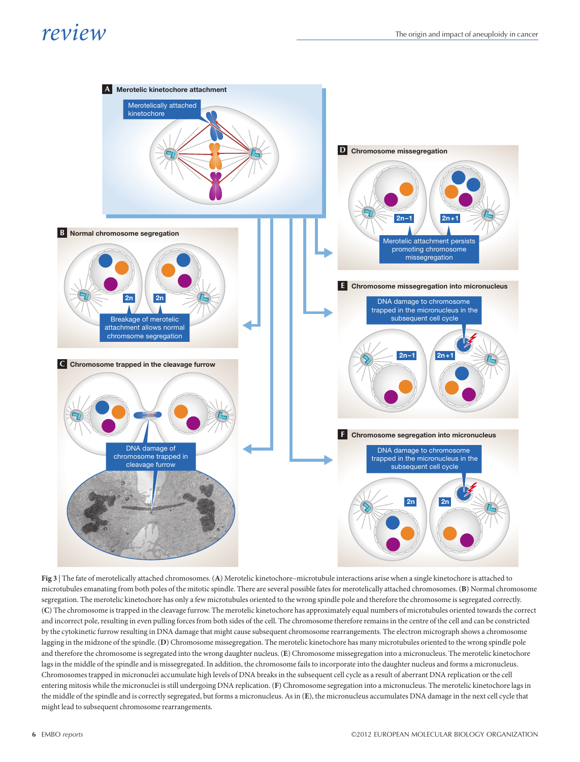**Fig 3 |** The fate of merotelically attached chromosomes. (**A**) Merotelic kinetochore–microtubule interactions arise when a single kinetochore is attached to microtubules emanating from both poles of the mitotic spindle. There are several possible fates for merotelically attached chromosomes. (**B**) Normal chromosome segregation. The merotelic kinetochore has only a few microtubules oriented to the wrong spindle pole and therefore the chromosome is segregated correctly. (**C**) The chromosome is trapped in the cleavage furrow. The merotelic kinetochore has approximately equal numbers of microtubules oriented towards the correct and incorrect pole, resulting in even pulling forces from both sides of the cell. The chromosome therefore remains in the centre of the cell and can be constricted by the cytokinetic furrow resulting in DNA damage that might cause subsequent chromosome rearrangements. The electron micrograph shows a chromosome lagging in the midzone of the spindle. (**D**) Chromosome missegregation. The merotelic kinetochore has many microtubules oriented to the wrong spindle pole and therefore the chromosome is segregated into the wrong daughter nucleus. (**E**) Chromosome missegregation into a micronucleus. The merotelic kinetochore lags in the middle of the spindle and is missegregated. In addition, the chromosome fails to incorporate into the daughter nucleus and forms a micronucleus. Chromosomes trapped in micronuclei accumulate high levels of DNA breaks in the subsequent cell cycle as a result of aberrant DNA replication or the cell entering mitosis while the micronuclei is still undergoing DNA replication. (**F**) Chromosome segregation into a micronucleus. The merotelic kinetochore lags in the middle of the spindle and is correctly segregated, but forms a micronucleus. As in (**E**), the micronucleus accumulates DNA damage in the next cell cycle that might lead to subsequent chromosome rearrangements.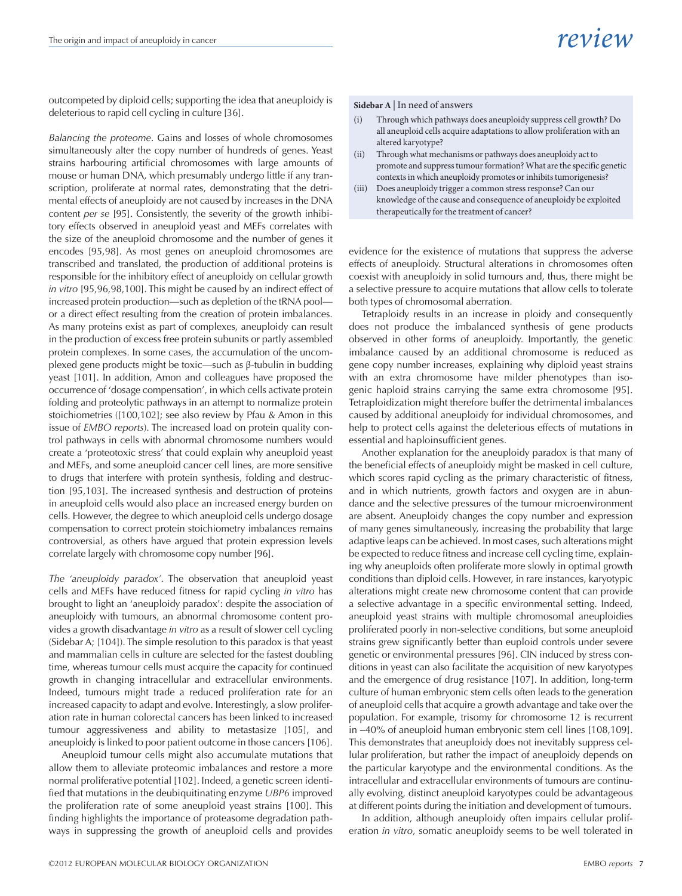outcompeted by diploid cells; supporting the idea that aneuploidy is deleterious to rapid cell cycling in culture [36].

*Balancing the proteome*. Gains and losses of whole chromosomes simultaneously alter the copy number of hundreds of genes. Yeast strains harbouring artificial chromosomes with large amounts of mouse or human DNA, which presumably undergo little if any transcription, proliferate at normal rates, demonstrating that the detrimental effects of aneuploidy are not caused by increases in the DNA content *per se* [95]. Consistently, the severity of the growth inhibitory effects observed in aneuploid yeast and MEFs correlates with the size of the aneuploid chromosome and the number of genes it encodes [95,98]. As most genes on aneuploid chromosomes are transcribed and translated, the production of additional proteins is responsible for the inhibitory effect of aneuploidy on cellular growth *in vitro* [95,96,98,100]. This might be caused by an indirect effect of increased protein production—such as depletion of the tRNA pool—or a direct effect resulting from the creation of protein imbalances. As many proteins exist as part of complexes, aneuploidy can result in the production of excess free protein subunits or partly assembled protein complexes. In some cases, the accumulation of the uncomplexed gene products might be toxic—such as β-tubulin in budding yeast [101]. In addition, Amon and colleagues have proposed the occurrence of 'dosage compensation', in which cells activate protein folding and proteolytic pathways in an attempt to normalize protein stoichiometries ([100,102]; see also review by Pfau & Amon in this issue of *EMBO reports*). The increased load on protein quality control pathways in cells with abnormal chromosome numbers would create a 'proteotoxic stress' that could explain why aneuploid yeast and MEFs, and some aneuploid cancer cell lines, are more sensitive to drugs that interfere with protein synthesis, folding and destruction [95,103]. The increased synthesis and destruction of proteins in aneuploid cells would also place an increased energy burden on cells. However, the degree to which aneuploid cells undergo dosage compensation to correct protein stoichiometry imbalances remains controversial, as others have argued that protein expression levels correlate largely with chromosome copy number [96].

*The 'aneuploidy paradox'*. The observation that aneuploid yeast cells and MEFs have reduced fitness for rapid cycling *in vitro* has brought to light an 'aneuploidy paradox': despite the association of aneuploidy with tumours, an abnormal chromosome content provides a growth disadvantage *in vitro* as a result of slower cell cycling (Sidebar A; [104]). The simple resolution to this paradox is that yeast and mammalian cells in culture are selected for the fastest doubling time, whereas tumour cells must acquire the capacity for continued growth in changing intracellular and extracellular environments. Indeed, tumours might trade a reduced proliferation rate for an increased capacity to adapt and evolve. Interestingly, a slow proliferation rate in human colorectal cancers has been linked to increased tumour aggressiveness and ability to metastasize [105], and aneuploidy is linked to poor patient outcome in those cancers [106].

Aneuploid tumour cells might also accumulate mutations that allow them to alleviate proteomic imbalances and restore a more normal proliferative potential [102]. Indeed, a genetic screen identified that mutations in the deubiquitinating enzyme *UBP6* improved the proliferation rate of some aneuploid yeast strains [100]. This finding highlights the importance of proteasome degradation pathways in suppressing the growth of aneuploid cells and provides evidence for the existence of mutations that suppress the adverse effects of aneuploidy. Structural alterations in chromosomes often coexist with aneuploidy in solid tumours and, thus, there might be a selective pressure to acquire mutations that allow cells to tolerate both types of chromosomal aberration.

Tetraploidy results in an increase in ploidy and consequently does not produce the imbalanced synthesis of gene products observed in other forms of aneuploidy. Importantly, the genetic imbalance caused by an additional chromosome is reduced as gene copy number increases, explaining why diploid yeast strains with an extra chromosome have milder phenotypes than isogenic haploid strains carrying the same extra chromosome [95]. Tetraploidization might therefore buffer the detrimental imbalances caused by additional aneuploidy for individual chromosomes, and help to protect cells against the deleterious effects of mutations in essential and haploinsufficient genes.

Another explanation for the aneuploidy paradox is that many of the beneficial effects of aneuploidy might be masked in cell culture, which scores rapid cycling as the primary characteristic of fitness, and in which nutrients, growth factors and oxygen are in abundance and the selective pressures of the tumour microenvironment are absent. Aneuploidy changes the copy number and expression of many genes simultaneously, increasing the probability that large adaptive leaps can be achieved. In most cases, such alterations might be expected to reduce fitness and increase cell cycling time, explaining why aneuploids often proliferate more slowly in optimal growth conditions than diploid cells. However, in rare instances, karyotypic alterations might create new chromosome content that can provide a selective advantage in a specific environmental setting. Indeed, aneuploid yeast strains with multiple chromosomal aneuploidies proliferated poorly in non-selective conditions, but some aneuploid strains grew significantly better than euploid controls under severe genetic or environmental pressures [96]. CIN induced by stress conditions in yeast can also facilitate the acquisition of new karyotypes and the emergence of drug resistance [107]. In addition, long-term culture of human embryonic stem cells often leads to the generation of aneuploid cells that acquire a growth advantage and take over the population. For example, trisomy for chromosome 12 is recurrent in ~40% of aneuploid human embryonic stem cell lines [108,109]. This demonstrates that aneuploidy does not inevitably suppress cellular proliferation, but rather the impact of aneuploidy depends on the particular karyotype and the environmental conditions. As the intracellular and extracellular environments of tumours are continually evolving, distinct aneuploid karyotypes could be advantageous at different points during the initiation and development of tumours.

In addition, although aneuploidy often impairs cellular proliferation *in vitro*, somatic aneuploidy seems to be well tolerated in

**Sidebar A | In need of answers**

(i) Through which pathways does aneuploidy suppress cell growth? Do all aneuploid cells acquire adaptations to allow proliferation with an altered karyotype?

(ii) Through what mechanisms or pathways does aneuploidy act to promote and suppress tumour formation? What are the specific genetic contexts in which aneuploidy promotes or inhibits tumorigenesis?

(iii) Does aneuploidy trigger a common stress response? Can our knowledge of the cause and consequence of aneuploidy be exploited therapeutically for the treatment of cancer?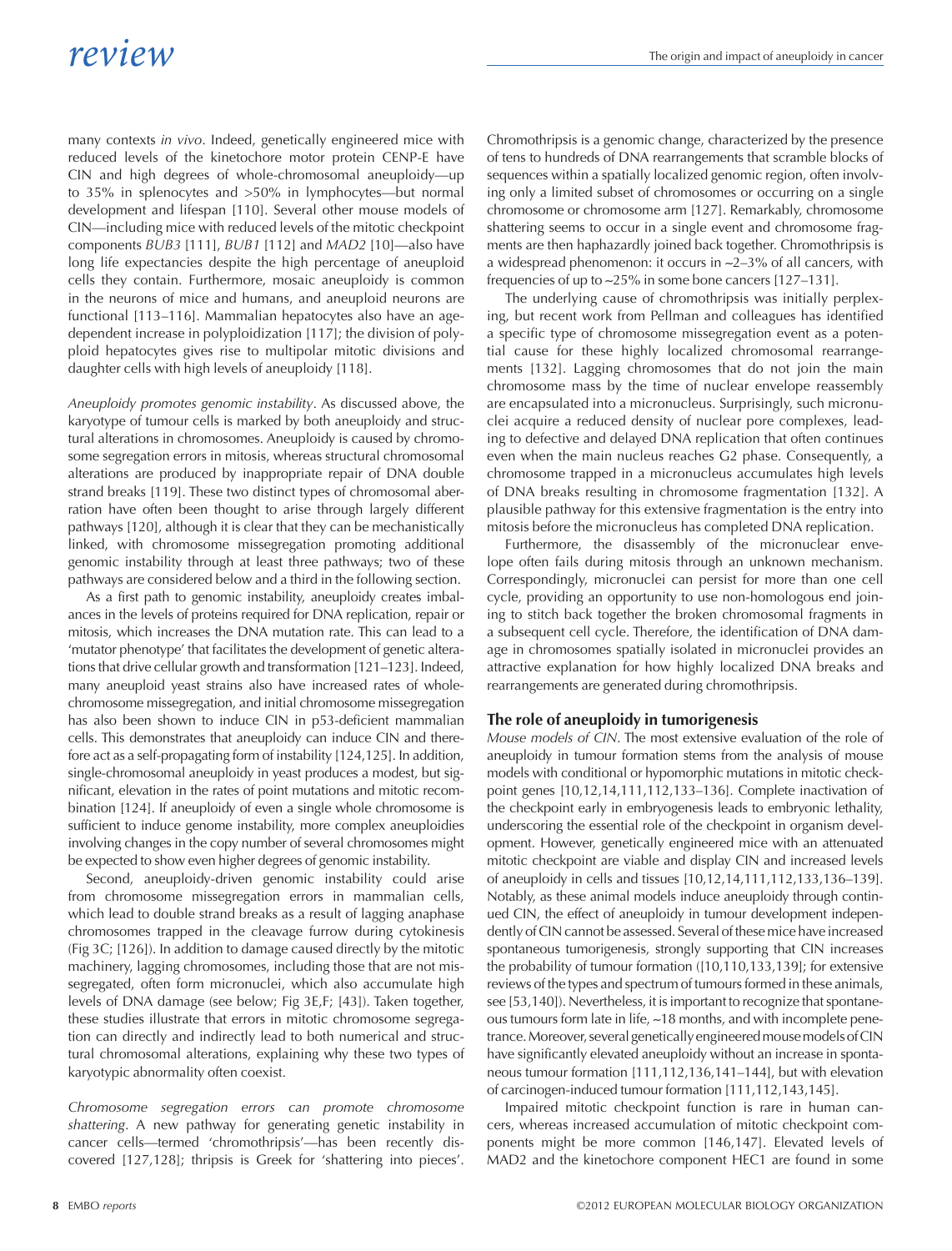many contexts *in vivo*. Indeed, genetically engineered mice with reduced levels of the kinetochore motor protein CENP-E have CIN and high degrees of whole-chromosomal aneuploidy—up to 35% in splenocytes and >50% in lymphocytes—but normal development and lifespan [110]. Several other mouse models of CIN—including mice with reduced levels of the mitotic checkpoint components *BUB3* [111], *BUB1* [112] and *MAD2* [10]—also have long life expectancies despite the high percentage of aneuploid cells they contain. Furthermore, mosaic aneuploidy is common in the neurons of mice and humans, and aneuploid neurons are functional [113–116]. Mammalian hepatocytes also have an age-dependent increase in polyploidization [117]; the division of polyploid hepatocytes gives rise to multipolar mitotic divisions and daughter cells with high levels of aneuploidy [118].

*Aneuploidy promotes genomic instability*. As discussed above, the karyotype of tumour cells is marked by both aneuploidy and structural alterations in chromosomes. Aneuploidy is caused by chromosome segregation errors in mitosis, whereas structural chromosomal alterations are produced by inappropriate repair of DNA double strand breaks [119]. These two distinct types of chromosomal aberration have often been thought to arise through largely different pathways [120], although it is clear that they can be mechanistically linked, with chromosome missegregation promoting additional genomic instability through at least three pathways; two of these pathways are considered below and a third in the following section.

As a first path to genomic instability, aneuploidy creates imbalances in the levels of proteins required for DNA replication, repair or mitosis, which increases the DNA mutation rate. This can lead to a 'mutator phenotype' that facilitates the development of genetic alterations that drive cellular growth and transformation [121–123]. Indeed, many aneuploid yeast strains also have increased rates of whole-chromosome missegregation, and initial chromosome missegregation has also been shown to induce CIN in p53-deficient mammalian cells. This demonstrates that aneuploidy can induce CIN and therefore act as a self-propagating form of instability [124,125]. In addition, single-chromosomal aneuploidy in yeast produces a modest, but significant, elevation in the rates of point mutations and mitotic recombination [124]. If aneuploidy of even a single whole chromosome is sufficient to induce genome instability, more complex aneuploidies involving changes in the copy number of several chromosomes might be expected to show even higher degrees of genomic instability.

Second, aneuploidy-driven genomic instability could arise from chromosome missegregation errors in mammalian cells, which lead to double strand breaks as a result of lagging anaphase chromosomes trapped in the cleavage furrow during cytokinesis (Fig 3C; [126]). In addition to damage caused directly by the mitotic machinery, lagging chromosomes, including those that are not missegregated, often form micronuclei, which also accumulate high levels of DNA damage (see below; Fig 3E,F; [43]). Taken together, these studies illustrate that errors in mitotic chromosome segregation can directly and indirectly lead to both numerical and structural chromosomal alterations, explaining why these two types of karyotypic abnormality often coexist.

*Chromosome segregation errors can promote chromosome shattering*. A new pathway for generating genetic instability in cancer cells—termed 'chromothripsis'—has been recently discovered [127,128]; thripsis is Greek for 'shattering into pieces'. Chromothripsis is a genomic change, characterized by the presence of tens to hundreds of DNA rearrangements that scramble blocks of sequences within a spatially localized genomic region, often involving only a limited subset of chromosomes or occurring on a single chromosome or chromosome arm [127]. Remarkably, chromosome shattering seems to occur in a single event and chromosome fragments are then haphazardly joined back together. Chromothripsis is a widespread phenomenon: it occurs in ~2–3% of all cancers, with frequencies of up to ~25% in some bone cancers [127–131].

The underlying cause of chromothripsis was initially perplexing, but recent work from Pellman and colleagues has identified a specific type of chromosome missegregation event as a potential cause for these highly localized chromosomal rearrangements [132]. Lagging chromosomes that do not join the main chromosome mass by the time of nuclear envelope reassembly are encapsulated into a micronucleus. Surprisingly, such micronuclei acquire a reduced density of nuclear pore complexes, leading to defective and delayed DNA replication that often continues even when the main nucleus reaches G2 phase. Consequently, a chromosome trapped in a micronucleus accumulates high levels of DNA breaks resulting in chromosome fragmentation [132]. A plausible pathway for this extensive fragmentation is the entry into mitosis before the micronucleus has completed DNA replication.

Furthermore, the disassembly of the micronuclear envelope often fails during mitosis through an unknown mechanism. Correspondingly, micronuclei can persist for more than one cell cycle, providing an opportunity to use non-homologous end joining to stitch back together the broken chromosomal fragments in a subsequent cell cycle. Therefore, the identification of DNA damage in chromosomes spatially isolated in micronuclei provides an attractive explanation for how highly localized DNA breaks and rearrangements are generated during chromothripsis.

## The role of aneuploidy in tumorigenesis

*Mouse models of CIN*. The most extensive evaluation of the role of aneuploidy in tumour formation stems from the analysis of mouse models with conditional or hypomorphic mutations in mitotic checkpoint genes [10,12,14,111,112,133–136]. Complete inactivation of the checkpoint early in embryogenesis leads to embryonic lethality, underscoring the essential role of the checkpoint in organism development. However, genetically engineered mice with an attenuated mitotic checkpoint are viable and display CIN and increased levels of aneuploidy in cells and tissues [10,12,14,111,112,133,136–139]. Notably, as these animal models induce aneuploidy through continued CIN, the effect of aneuploidy in tumour development independently of CIN cannot be assessed. Several of these mice have increased spontaneous tumorigenesis, strongly supporting that CIN increases the probability of tumour formation ([10,110,133,139]; for extensive reviews of the types and spectrum of tumours formed in these animals, see [53,140]). Nevertheless, it is important to recognize that spontaneous tumours form late in life, ~18 months, and with incomplete penetrance. Moreover, several genetically engineered mouse models of CIN have significantly elevated aneuploidy without an increase in spontaneous tumour formation [111,112,136,141–144], but with elevation of carcinogen-induced tumour formation [111,112,143,145].

Impaired mitotic checkpoint function is rare in human cancers, whereas increased accumulation of mitotic checkpoint components might be more common [146,147]. Elevated levels of MAD2 and the kinetochore component HEC1 are found in some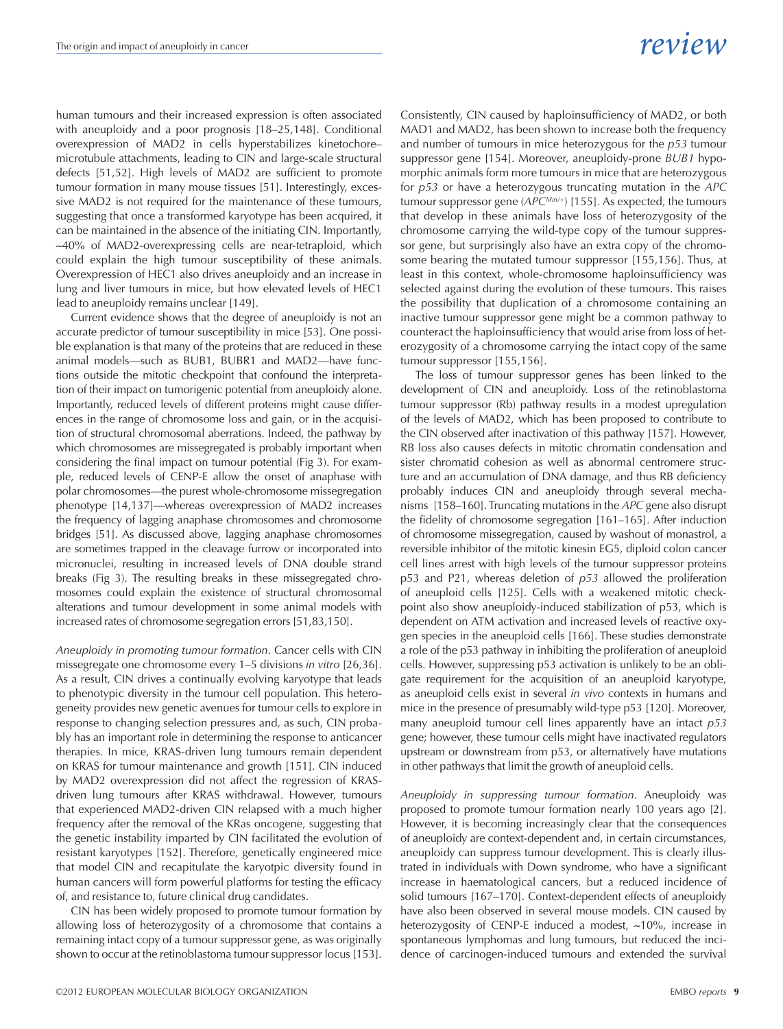human tumours and their increased expression is often associated with aneuploidy and a poor prognosis [18–25,148]. Conditional overexpression of MAD2 in cells hyperstabilizes kinetochore–microtubule attachments, leading to CIN and large-scale structural defects [51,52]. High levels of MAD2 are sufficient to promote tumour formation in many mouse tissues [51]. Interestingly, excessive MAD2 is not required for the maintenance of these tumours, suggesting that once a transformed karyotype has been acquired, it can be maintained in the absence of the initiating CIN. Importantly, ~40% of MAD2-overexpressing cells are near-tetraploid, which could explain the high tumour susceptibility of these animals. Overexpression of HEC1 also drives aneuploidy and an increase in lung and liver tumours in mice, but how elevated levels of HEC1 lead to aneuploidy remains unclear [149].

Current evidence shows that the degree of aneuploidy is not an accurate predictor of tumour susceptibility in mice [53]. One possible explanation is that many of the proteins that are reduced in these animal models—such as BUB1, BUBR1 and MAD2—have functions outside the mitotic checkpoint that confound the interpretation of their impact on tumorigenic potential from aneuploidy alone. Importantly, reduced levels of different proteins might cause differences in the range of chromosome loss and gain, or in the acquisition of structural chromosomal aberrations. Indeed, the pathway by which chromosomes are missegregated is probably important when considering the final impact on tumour potential (Fig 3). For example, reduced levels of CENP-E allow the onset of anaphase with polar chromosomes—the purest whole-chromosome missegregation phenotype [14,137]—whereas overexpression of MAD2 increases the frequency of lagging anaphase chromosomes and chromosome bridges [51]. As discussed above, lagging anaphase chromosomes are sometimes trapped in the cleavage furrow or incorporated into micronuclei, resulting in increased levels of DNA double strand breaks (Fig 3). The resulting breaks in these missegregated chromosomes could explain the existence of structural chromosomal alterations and tumour development in some animal models with increased rates of chromosome segregation errors [51,83,150].

*Aneuploidy in promoting tumour formation*. Cancer cells with CIN missegregate one chromosome every 1–5 divisions *in vitro* [26,36]. As a result, CIN drives a continually evolving karyotype that leads to phenotypic diversity in the tumour cell population. This heterogeneity provides new genetic avenues for tumour cells to explore in response to changing selection pressures and, as such, CIN probably has an important role in determining the response to anticancer therapies. In mice, KRAS-driven lung tumours remain dependent on KRAS for tumour maintenance and growth [151]. CIN induced by MAD2 overexpression did not affect the regression of KRAS-driven lung tumours after KRAS withdrawal. However, tumours that experienced MAD2-driven CIN relapsed with a much higher frequency after the removal of the KRas oncogene, suggesting that the genetic instability imparted by CIN facilitated the evolution of resistant karyotypes [152]. Therefore, genetically engineered mice that model CIN and recapitulate the karyotpic diversity found in human cancers will form powerful platforms for testing the efficacy of, and resistance to, future clinical drug candidates.

CIN has been widely proposed to promote tumour formation by allowing loss of heterozygosity of a chromosome that contains a remaining intact copy of a tumour suppressor gene, as was originally shown to occur at the retinoblastoma tumour suppressor locus [153]. Consistently, CIN caused by haploinsufficiency of MAD2, or both MAD1 and MAD2, has been shown to increase both the frequency and number of tumours in mice heterozygous for the *p53* tumour suppressor gene [154]. Moreover, aneuploidy-prone *BUB1* hypomorphic animals form more tumours in mice that are heterozygous for *p53* or have a heterozygous truncating mutation in the *APC* tumour suppressor gene ($APC^{Min/+}$) [155]. As expected, the tumours that develop in these animals have loss of heterozygosity of the chromosome carrying the wild-type copy of the tumour suppressor gene, but surprisingly also have an extra copy of the chromosome bearing the mutated tumour suppressor [155,156]. Thus, at least in this context, whole-chromosome haploinsufficiency was selected against during the evolution of these tumours. This raises the possibility that duplication of a chromosome containing an inactive tumour suppressor gene might be a common pathway to counteract the haploinsufficiency that would arise from loss of heterozygosity of a chromosome carrying the intact copy of the same tumour suppressor [155,156].

The loss of tumour suppressor genes has been linked to the development of CIN and aneuploidy. Loss of the retinoblastoma tumour suppressor (Rb) pathway results in a modest upregulation of the levels of MAD2, which has been proposed to contribute to the CIN observed after inactivation of this pathway [157]. However, RB loss also causes defects in mitotic chromatin condensation and sister chromatid cohesion as well as abnormal centromere structure and an accumulation of DNA damage, and thus RB deficiency probably induces CIN and aneuploidy through several mechanisms [158–160]. Truncating mutations in the *APC* gene also disrupt the fidelity of chromosome segregation [161–165]. After induction of chromosome missegregation, caused by washout of monastrol, a reversible inhibitor of the mitotic kinesin EG5, diploid colon cancer cell lines arrest with high levels of the tumour suppressor proteins p53 and P21, whereas deletion of *p53* allowed the proliferation of aneuploid cells [125]. Cells with a weakened mitotic checkpoint also show aneuploidy-induced stabilization of p53, which is dependent on ATM activation and increased levels of reactive oxygen species in the aneuploid cells [166]. These studies demonstrate a role of the p53 pathway in inhibiting the proliferation of aneuploid cells. However, suppressing p53 activation is unlikely to be an obligate requirement for the acquisition of an aneuploid karyotype, as aneuploid cells exist in several *in vivo* contexts in humans and mice in the presence of presumably wild-type p53 [120]. Moreover, many aneuploid tumour cell lines apparently have an intact *p53* gene; however, these tumour cells might have inactivated regulators upstream or downstream from p53, or alternatively have mutations in other pathways that limit the growth of aneuploid cells.

*Aneuploidy in suppressing tumour formation*. Aneuploidy was proposed to promote tumour formation nearly 100 years ago [2]. However, it is becoming increasingly clear that the consequences of aneuploidy are context-dependent and, in certain circumstances, aneuploidy can suppress tumour development. This is clearly illustrated in individuals with Down syndrome, who have a significant increase in haematological cancers, but a reduced incidence of solid tumours [167–170]. Context-dependent effects of aneuploidy have also been observed in several mouse models. CIN caused by heterozygosity of CENP-E induced a modest, ~10%, increase in spontaneous lymphomas and lung tumours, but reduced the incidence of carcinogen-induced tumours and extended the survival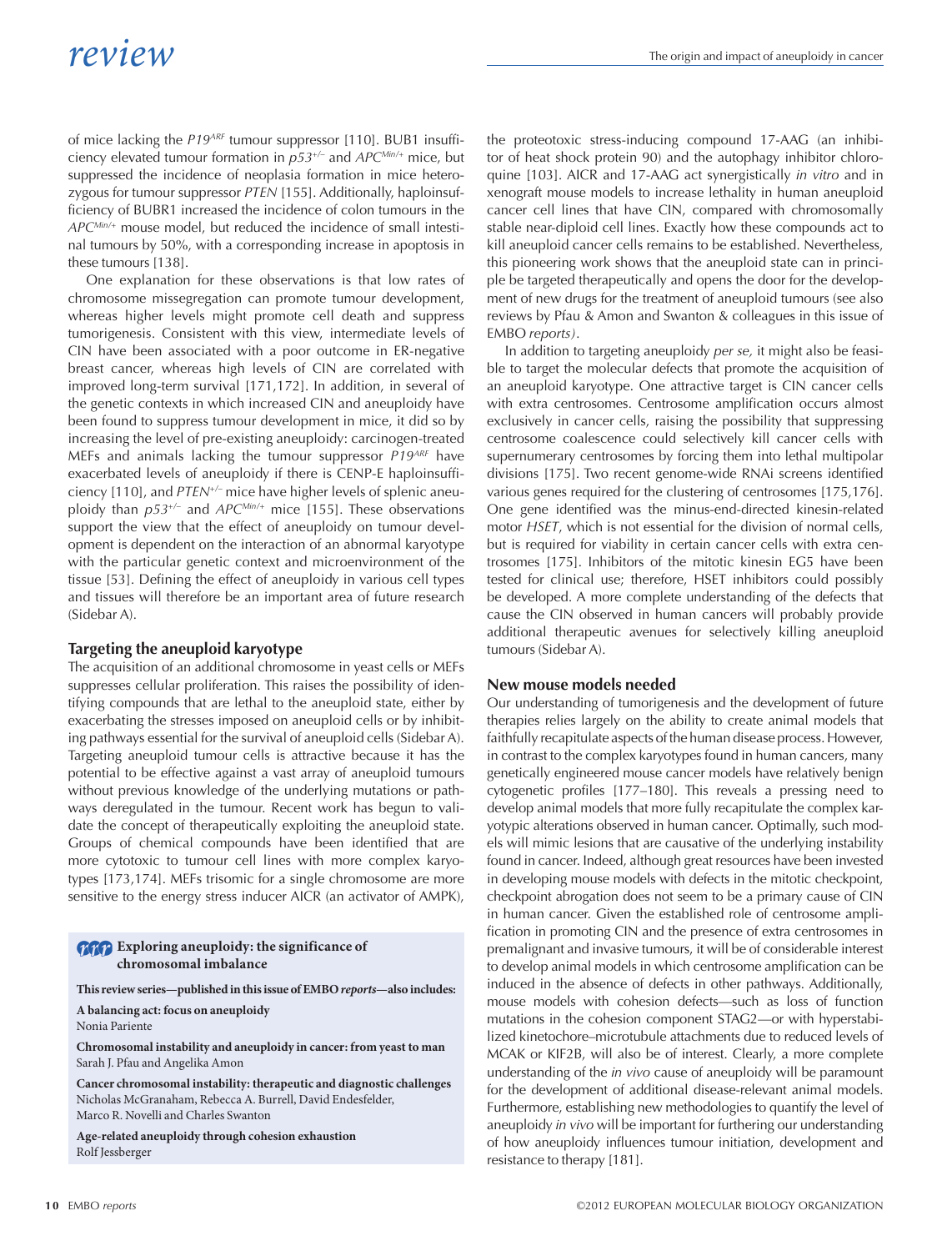of mice lacking the *P19^ARF^* tumour suppressor [110]. BUB1 insufficiency elevated tumour formation in $p53^{+/-}$ and $APC^{Min/+}$ mice, but suppressed the incidence of neoplasia formation in mice heterozygous for tumour suppressor *PTEN* [155]. Additionally, haploinsufficiency of BUBR1 increased the incidence of colon tumours in the $APC^{Min/+}$ mouse model, but reduced the incidence of small intestinal tumours by 50%, with a corresponding increase in apoptosis in these tumours [138].

One explanation for these observations is that low rates of chromosome missegregation can promote tumour development, whereas higher levels might promote cell death and suppress tumorigenesis. Consistent with this view, intermediate levels of CIN have been associated with a poor outcome in ER-negative breast cancer, whereas high levels of CIN are correlated with improved long-term survival [171,172]. In addition, in several of the genetic contexts in which increased CIN and aneuploidy have been found to suppress tumour development in mice, it did so by increasing the level of pre-existing aneuploidy: carcinogen-treated MEFs and animals lacking the tumour suppressor $P19^{ARF}$ have exacerbated levels of aneuploidy if there is CENP-E haploinsufficiency [110], and $PTEN^{+/-}$ mice have higher levels of splenic aneuploidy than $p53^{+/-}$ and $APC^{Min/+}$ mice [155]. These observations support the view that the effect of aneuploidy on tumour development is dependent on the interaction of an abnormal karyotype with the particular genetic context and microenvironment of the tissue [53]. Defining the effect of aneuploidy in various cell types and tissues will therefore be an important area of future research (Sidebar A).

## Targeting the aneuploid karyotype

The acquisition of an additional chromosome in yeast cells or MEFs suppresses cellular proliferation. This raises the possibility of identifying compounds that are lethal to the aneuploid state, either by exacerbating the stresses imposed on aneuploid cells or by inhibiting pathways essential for the survival of aneuploid cells (Sidebar A). Targeting aneuploid tumour cells is attractive because it has the potential to be effective against a vast array of aneuploid tumours without previous knowledge of the underlying mutations or pathways deregulated in the tumour. Recent work has begun to validate the concept of therapeutically exploiting the aneuploid state. Groups of chemical compounds have been identified that are more cytotoxic to tumour cell lines with more complex karyotypes [173,174]. MEFs trisomic for a single chromosome are more sensitive to the energy stress inducer AICR (an activator of AMPK), the proteotoxic stress-inducing compound 17-AAG (an inhibitor of heat shock protein 90) and the autophagy inhibitor chloroquine [103]. AICR and 17-AAG act synergistically *in vitro* and in xenograft mouse models to increase lethality in human aneuploid cancer cell lines that have CIN, compared with chromosomally stable near-diploid cell lines. Exactly how these compounds act to kill aneuploid cancer cells remains to be established. Nevertheless, this pioneering work shows that the aneuploid state can in principle be targeted therapeutically and opens the door for the development of new drugs for the treatment of aneuploid tumours (see also reviews by Pfau & Amon and Swanton & colleagues in this issue of EMBO *reports*).

In addition to targeting aneuploidy *per se,* it might also be feasible to target the molecular defects that promote the acquisition of an aneuploid karyotype. One attractive target is CIN cancer cells with extra centrosomes. Centrosome amplification occurs almost exclusively in cancer cells, raising the possibility that suppressing centrosome coalescence could selectively kill cancer cells with supernumerary centrosomes by forcing them into lethal multipolar divisions [175]. Two recent genome-wide RNAi screens identified various genes required for the clustering of centrosomes [175,176]. One gene identified was the minus-end-directed kinesin-related motor *HSET*, which is not essential for the division of normal cells, but is required for viability in certain cancer cells with extra centrosomes [175]. Inhibitors of the mitotic kinesin EG5 have been tested for clinical use; therefore, HSET inhibitors could possibly be developed. A more complete understanding of the defects that cause the CIN observed in human cancers will probably provide additional therapeutic avenues for selectively killing aneuploid tumours (Sidebar A).

## New mouse models needed

Our understanding of tumorigenesis and the development of future therapies relies largely on the ability to create animal models that faithfully recapitulate aspects of the human disease process. However, in contrast to the complex karyotypes found in human cancers, many genetically engineered mouse cancer models have relatively benign cytogenetic profiles [177–180]. This reveals a pressing need to develop animal models that more fully recapitulate the complex karyotypic alterations observed in human cancer. Optimally, such models will mimic lesions that are causative of the underlying instability found in cancer. Indeed, although great resources have been invested in developing mouse models with defects in the mitotic checkpoint, checkpoint abrogation does not seem to be a primary cause of CIN in human cancer. Given the established role of centrosome amplification in promoting CIN and the presence of extra centrosomes in premalignant and invasive tumours, it will be of considerable interest to develop animal models in which centrosome amplification can be induced in the absence of defects in other pathways. Additionally, mouse models with cohesion defects—such as loss of function mutations in the cohesion component STAG2—or with hyperstabilized kinetochore–microtubule attachments due to reduced levels of MCAK or KIF2B, will also be of interest. Clearly, a more complete understanding of the *in vivo* cause of aneuploidy will be paramount for the development of additional disease-relevant animal models. Furthermore, establishing new methodologies to quantify the level of aneuploidy *in vivo* will be important for furthering our understanding of how aneuploidy influences tumour initiation, development and resistance to therapy [181].

**Exploring aneuploidy: the significance of chromosomal imbalance**

**This review series—published in this issue of EMBO *reports*—also includes:**

**A balancing act: focus on aneuploidy**
Nonia Pariente

**Chromosomal instability and aneuploidy in cancer: from yeast to man**
Sarah J. Pfau and Angelika Amon

**Cancer chromosomal instability: therapeutic and diagnostic challenges**
Nicholas McGranaham, Rebecca A. Burrell, David Endesfelder, Marco R. Novelli and Charles Swanton

**Age-related aneuploidy through cohesion exhaustion**
Rolf Jessberger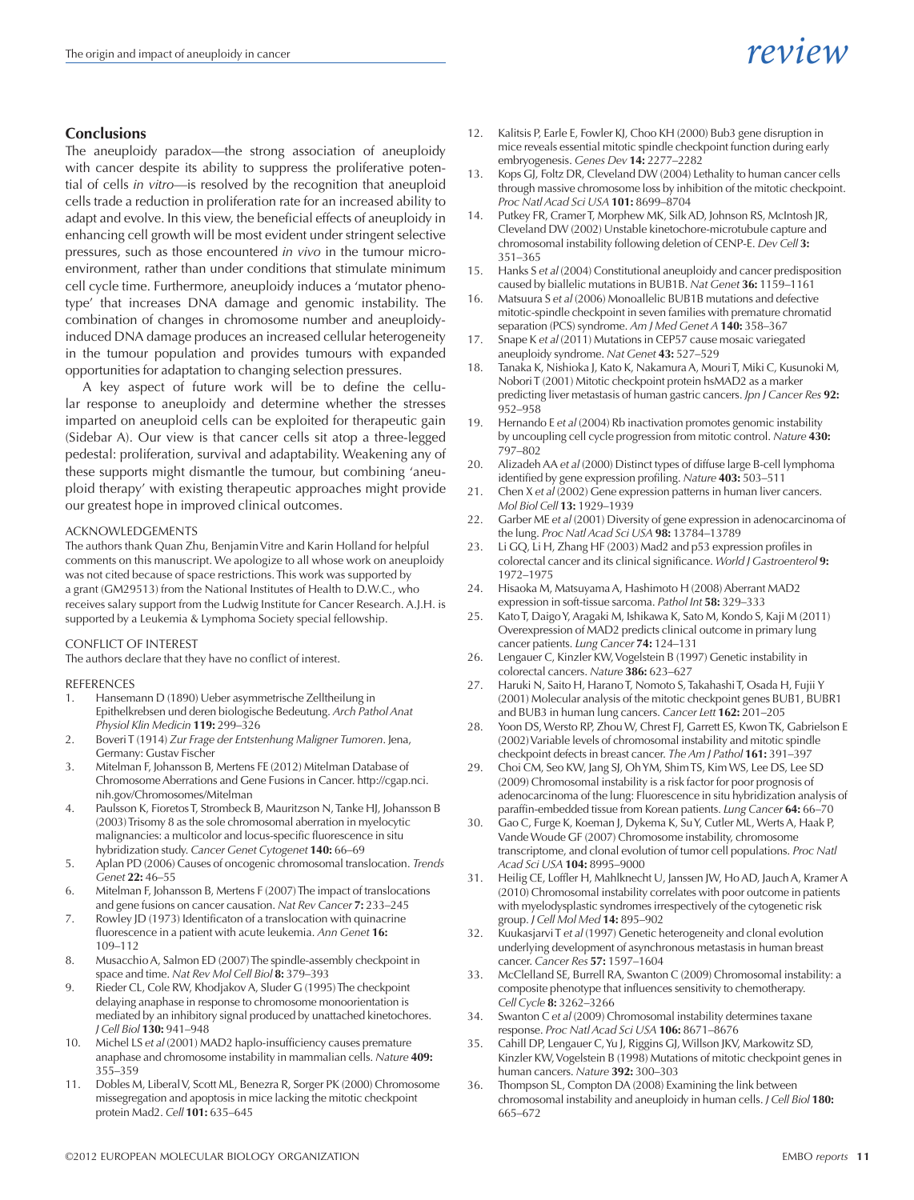## Conclusions

The aneuploidy paradox—the strong association of aneuploidy with cancer despite its ability to suppress the proliferative potential of cells *in vitro*—is resolved by the recognition that aneuploid cells trade a reduction in proliferation rate for an increased ability to adapt and evolve. In this view, the beneficial effects of aneuploidy in enhancing cell growth will be most evident under stringent selective pressures, such as those encountered *in vivo* in the tumour microenvironment, rather than under conditions that stimulate minimum cell cycle time. Furthermore, aneuploidy induces a 'mutator phenotype' that increases DNA damage and genomic instability. The combination of changes in chromosome number and aneuploidy-induced DNA damage produces an increased cellular heterogeneity in the tumour population and provides tumours with expanded opportunities for adaptation to changing selection pressures.

A key aspect of future work will be to define the cellular response to aneuploidy and determine whether the stresses imparted on aneuploid cells can be exploited for therapeutic gain (Sidebar A). Our view is that cancer cells sit atop a three-legged pedestal: proliferation, survival and adaptability. Weakening any of these supports might dismantle the tumour, but combining 'aneuploid therapy' with existing therapeutic approaches might provide our greatest hope in improved clinical outcomes.

### ACKNOWLEDGEMENTS

The authors thank Quan Zhu, Benjamin Vitre and Karin Holland for helpful comments on this manuscript. We apologize to all whose work on aneuploidy was not cited because of space restrictions. This work was supported by a grant (GM29513) from the National Institutes of Health to D.W.C., who receives salary support from the Ludwig Institute for Cancer Research. A.J.H. is supported by a Leukemia & Lymphoma Society special fellowship.

### CONFLICT OF INTEREST

The authors declare that they have no conflict of interest.

### REFERENCES

1. Hansemann D (1890) Ueber asymmetrische Zelltheilung in Epithelkrebsen und deren biologische Bedeutung. *Arch Pathol Anat Physiol Klin Medicin* **119:** 299–326
2. Boveri T (1914) *Zur Frage der Entstenhung Maligner Tumoren*. Jena, Germany: Gustav Fischer
3. Mitelman F, Johansson B, Mertens FE (2012) Mitelman Database of Chromosome Aberrations and Gene Fusions in Cancer. http://cgap.nci.nih.gov/Chromosomes/Mitelman
4. Paulsson K, Fioretos T, Strombeck B, Mauritzson N, Tanke HJ, Johansson B (2003) Trisomy 8 as the sole chromosomal aberration in myelocytic malignancies: a multicolor and locus-specific fluorescence in situ hybridization study. *Cancer Genet Cytogenet* **140:** 66–69
5. Aplan PD (2006) Causes of oncogenic chromosomal translocation. *Trends Genet* **22:** 46–55
6. Mitelman F, Johansson B, Mertens F (2007) The impact of translocations and gene fusions on cancer causation. *Nat Rev Cancer* **7:** 233–245
7. Rowley JD (1973) Identificaton of a translocation with quinacrine fluorescence in a patient with acute leukemia. *Ann Genet* **16:** 109–112
8. Musacchio A, Salmon ED (2007) The spindle-assembly checkpoint in space and time. *Nat Rev Mol Cell Biol* **8:** 379–393
9. Rieder CL, Cole RW, Khodjakov A, Sluder G (1995) The checkpoint delaying anaphase in response to chromosome monoorientation is mediated by an inhibitory signal produced by unattached kinetochores. *J Cell Biol* **130:** 941–948
10. Michel LS *et al* (2001) MAD2 haplo-insufficiency causes premature anaphase and chromosome instability in mammalian cells. *Nature* **409:** 355–359
11. Dobles M, Liberal V, Scott ML, Benezra R, Sorger PK (2000) Chromosome missegregation and apoptosis in mice lacking the mitotic checkpoint protein Mad2. *Cell* **101:** 635–645
12. Kalitsis P, Earle E, Fowler KJ, Choo KH (2000) Bub3 gene disruption in mice reveals essential mitotic spindle checkpoint function during early embryogenesis. *Genes Dev* **14:** 2277–2282
13. Kops GJ, Foltz DR, Cleveland DW (2004) Lethality to human cancer cells through massive chromosome loss by inhibition of the mitotic checkpoint. *Proc Natl Acad Sci USA* **101:** 8699–8704
14. Putkey FR, Cramer T, Morphew MK, Silk AD, Johnson RS, McIntosh JR, Cleveland DW (2002) Unstable kinetochore-microtubule capture and chromosomal instability following deletion of CENP-E. *Dev Cell* **3:** 351–365
15. Hanks S *et al* (2004) Constitutional aneuploidy and cancer predisposition caused by biallelic mutations in BUB1B. *Nat Genet* **36:** 1159–1161
16. Matsuura S *et al* (2006) Monoallelic BUB1B mutations and defective mitotic-spindle checkpoint in seven families with premature chromatid separation (PCS) syndrome. *Am J Med Genet A* **140:** 358–367
17. Snape K *et al* (2011) Mutations in CEP57 cause mosaic variegated aneuploidy syndrome. *Nat Genet* **43:** 527–529
18. Tanaka K, Nishioka J, Kato K, Nakamura A, Mouri T, Miki C, Kusunoki M, Nobori T (2001) Mitotic checkpoint protein hsMAD2 as a marker predicting liver metastasis of human gastric cancers. *Jpn J Cancer Res* **92:** 952–958
19. Hernando E *et al* (2004) Rb inactivation promotes genomic instability by uncoupling cell cycle progression from mitotic control. *Nature* **430:** 797–802
20. Alizadeh AA *et al* (2000) Distinct types of diffuse large B-cell lymphoma identified by gene expression profiling. *Nature* **403:** 503–511
21. Chen X *et al* (2002) Gene expression patterns in human liver cancers. *Mol Biol Cell* **13:** 1929–1939
22. Garber ME *et al* (2001) Diversity of gene expression in adenocarcinoma of the lung. *Proc Natl Acad Sci USA* **98:** 13784–13789
23. Li GQ, Li H, Zhang HF (2003) Mad2 and p53 expression profiles in colorectal cancer and its clinical significance. *World J Gastroenterol* **9:** 1972–1975
24. Hisaoka M, Matsuyama A, Hashimoto H (2008) Aberrant MAD2 expression in soft-tissue sarcoma. *Pathol Int* **58:** 329–333
25. Kato T, Daigo Y, Aragaki M, Ishikawa K, Sato M, Kondo S, Kaji M (2011) Overexpression of MAD2 predicts clinical outcome in primary lung cancer patients. *Lung Cancer* **74:** 124–131
26. Lengauer C, Kinzler KW, Vogelstein B (1997) Genetic instability in colorectal cancers. *Nature* **386:** 623–627
27. Haruki N, Saito H, Harano T, Nomoto S, Takahashi T, Osada H, Fujii Y (2001) Molecular analysis of the mitotic checkpoint genes BUB1, BUBR1 and BUB3 in human lung cancers. *Cancer Lett* **162:** 201–205
28. Yoon DS, Wersto RP, Zhou W, Chrest FJ, Garrett ES, Kwon TK, Gabrielson E (2002) Variable levels of chromosomal instability and mitotic spindle checkpoint defects in breast cancer. *The Am J Pathol* **161:** 391–397
29. Choi CM, Seo KW, Jang SJ, Oh YM, Shim TS, Kim WS, Lee DS, Lee SD (2009) Chromosomal instability is a risk factor for poor prognosis of adenocarcinoma of the lung: Fluorescence in situ hybridization analysis of paraffin-embedded tissue from Korean patients. *Lung Cancer* **64:** 66–70
30. Gao C, Furge K, Koeman J, Dykema K, Su Y, Cutler ML, Werts A, Haak P, Vande Woude GF (2007) Chromosome instability, chromosome transcriptome, and clonal evolution of tumor cell populations. *Proc Natl Acad Sci USA* **104:** 8995–9000
31. Heilig CE, Loffler H, Mahlknecht U, Janssen JW, Ho AD, Jauch A, Kramer A (2010) Chromosomal instability correlates with poor outcome in patients with myelodysplastic syndromes irrespectively of the cytogenetic risk group. *J Cell Mol Med* **14:** 895–902
32. Kuukasjarvi T *et al* (1997) Genetic heterogeneity and clonal evolution underlying development of asynchronous metastasis in human breast cancer. *Cancer Res* **57:** 1597–1604
33. McClelland SE, Burrell RA, Swanton C (2009) Chromosomal instability: a composite phenotype that influences sensitivity to chemotherapy. *Cell Cycle* **8:** 3262–3266
34. Swanton C *et al* (2009) Chromosomal instability determines taxane response. *Proc Natl Acad Sci USA* **106:** 8671–8676
35. Cahill DP, Lengauer C, Yu J, Riggins GJ, Willson JKV, Markowitz SD, Kinzler KW, Vogelstein B (1998) Mutations of mitotic checkpoint genes in human cancers. *Nature* **392:** 300–303
36. Thompson SL, Compton DA (2008) Examining the link between chromosomal instability and aneuploidy in human cells. *J Cell Biol* **180:** 665–672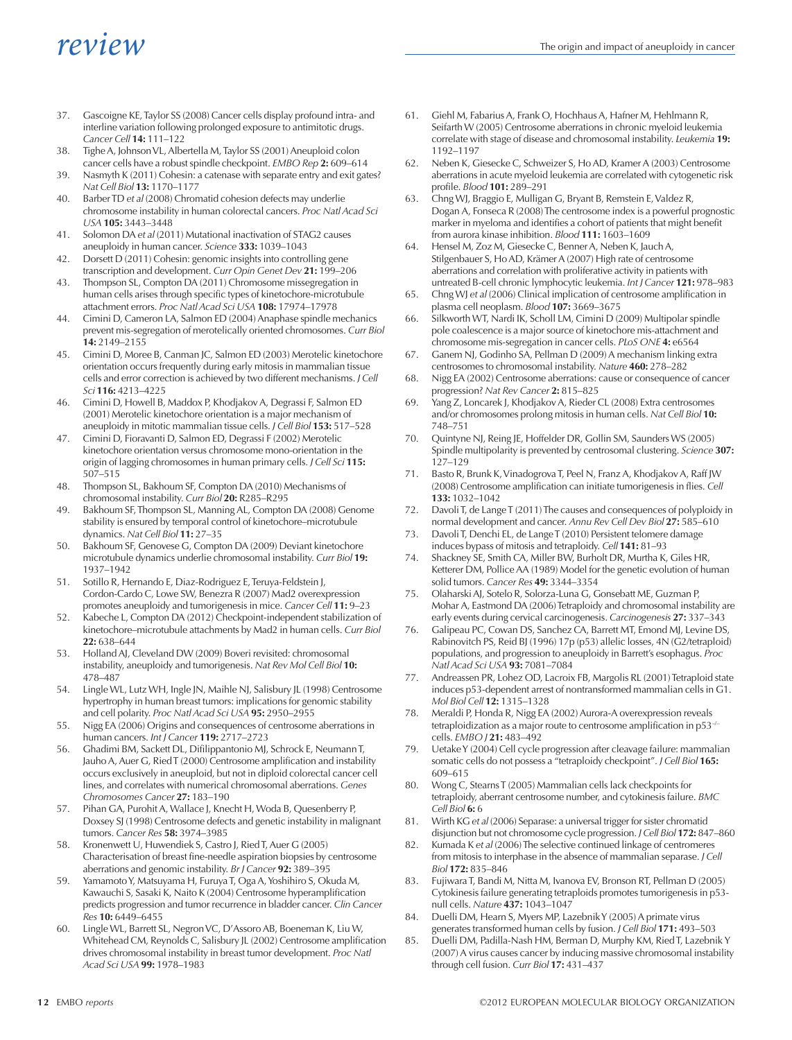37. Gascoigne KE, Taylor SS (2008) Cancer cells display profound intra- and interline variation following prolonged exposure to antimitotic drugs. *Cancer Cell* **14:** 111–122
38. Tighe A, Johnson VL, Albertella M, Taylor SS (2001) Aneuploid colon cancer cells have a robust spindle checkpoint. *EMBO Rep* **2:** 609–614
39. Nasmyth K (2011) Cohesin: a catenase with separate entry and exit gates? *Nat Cell Biol* **13:** 1170–1177
40. Barber TD *et al* (2008) Chromatid cohesion defects may underlie chromosome instability in human colorectal cancers. *Proc Natl Acad Sci USA* **105:** 3443–3448
41. Solomon DA *et al* (2011) Mutational inactivation of STAG2 causes aneuploidy in human cancer. *Science* **333:** 1039–1043
42. Dorsett D (2011) Cohesin: genomic insights into controlling gene transcription and development. *Curr Opin Genet Dev* **21:** 199–206
43. Thompson SL, Compton DA (2011) Chromosome missegregation in human cells arises through specific types of kinetochore-microtubule attachment errors. *Proc Natl Acad Sci USA* **108:** 17974–17978
44. Cimini D, Cameron LA, Salmon ED (2004) Anaphase spindle mechanics prevent mis-segregation of merotelically oriented chromosomes. *Curr Biol* **14:** 2149–2155
45. Cimini D, Moree B, Canman JC, Salmon ED (2003) Merotelic kinetochore orientation occurs frequently during early mitosis in mammalian tissue cells and error correction is achieved by two different mechanisms. *J Cell Sci* **116:** 4213–4225
46. Cimini D, Howell B, Maddox P, Khodjakov A, Degrassi F, Salmon ED (2001) Merotelic kinetochore orientation is a major mechanism of aneuploidy in mitotic mammalian tissue cells. *J Cell Biol* **153:** 517–528
47. Cimini D, Fioravanti D, Salmon ED, Degrassi F (2002) Merotelic kinetochore orientation versus chromosome mono-orientation in the origin of lagging chromosomes in human primary cells. *J Cell Sci* **115:** 507–515
48. Thompson SL, Bakhoum SF, Compton DA (2010) Mechanisms of chromosomal instability. *Curr Biol* **20:** R285–R295
49. Bakhoum SF, Thompson SL, Manning AL, Compton DA (2008) Genome stability is ensured by temporal control of kinetochore–microtubule dynamics. *Nat Cell Biol* **11:** 27–35
50. Bakhoum SF, Genovese G, Compton DA (2009) Deviant kinetochore microtubule dynamics underlie chromosomal instability. *Curr Biol* **19:** 1937–1942
51. Sotillo R, Hernando E, Diaz-Rodriguez E, Teruya-Feldstein J, Cordon-Cardo C, Lowe SW, Benezra R (2007) Mad2 overexpression promotes aneuploidy and tumorigenesis in mice. *Cancer Cell* **11:** 9–23
52. Kabeche L, Compton DA (2012) Checkpoint-independent stabilization of kinetochore–microtubule attachments by Mad2 in human cells. *Curr Biol* **22:** 638–644
53. Holland AJ, Cleveland DW (2009) Boveri revisited: chromosomal instability, aneuploidy and tumorigenesis. *Nat Rev Mol Cell Biol* **10:** 478–487
54. Lingle WL, Lutz WH, Ingle JN, Maihle NJ, Salisbury JL (1998) Centrosome hypertrophy in human breast tumors: implications for genomic stability and cell polarity. *Proc Natl Acad Sci USA* **95:** 2950–2955
55. Nigg EA (2006) Origins and consequences of centrosome aberrations in human cancers. *Int J Cancer* **119:** 2717–2723
56. Ghadimi BM, Sackett DL, Difilippantonio MJ, Schrock E, Neumann T, Jauho A, Auer G, Ried T (2000) Centrosome amplification and instability occurs exclusively in aneuploid, but not in diploid colorectal cancer cell lines, and correlates with numerical chromosomal aberrations. *Genes Chromosomes Cancer* **27:** 183–190
57. Pihan GA, Purohit A, Wallace J, Knecht H, Woda B, Quesenberry P, Doxsey SJ (1998) Centrosome defects and genetic instability in malignant tumors. *Cancer Res* **58:** 3974–3985
58. Kronenwett U, Huwendiek S, Castro J, Ried T, Auer G (2005) Characterisation of breast fine-needle aspiration biopsies by centrosome aberrations and genomic instability. *Br J Cancer* **92:** 389–395
59. Yamamoto Y, Matsuyama H, Furuya T, Oga A, Yoshihiro S, Okuda M, Kawauchi S, Sasaki K, Naito K (2004) Centrosome hyperamplification predicts progression and tumor recurrence in bladder cancer. *Clin Cancer Res* **10:** 6449–6455
60. Lingle WL, Barrett SL, Negron VC, D'Assoro AB, Boeneman K, Liu W, Whitehead CM, Reynolds C, Salisbury JL (2002) Centrosome amplification drives chromosomal instability in breast tumor development. *Proc Natl Acad Sci USA* **99:** 1978–1983
61. Giehl M, Fabarius A, Frank O, Hochhaus A, Hafner M, Hehlmann R, Seifarth W (2005) Centrosome aberrations in chronic myeloid leukemia correlate with stage of disease and chromosomal instability. *Leukemia* **19:** 1192–1197
62. Neben K, Giesecke C, Schweizer S, Ho AD, Kramer A (2003) Centrosome aberrations in acute myeloid leukemia are correlated with cytogenetic risk profile. *Blood* **101:** 289–291
63. Chng WJ, Braggio E, Mulligan G, Bryant B, Remstein E, Valdez R, Dogan A, Fonseca R (2008) The centrosome index is a powerful prognostic marker in myeloma and identifies a cohort of patients that might benefit from aurora kinase inhibition. *Blood* **111:** 1603–1609
64. Hensel M, Zoz M, Giesecke C, Benner A, Neben K, Jauch A, Stilgenbauer S, Ho AD, Krämer A (2007) High rate of centrosome aberrations and correlation with proliferative activity in patients with untreated B-cell chronic lymphocytic leukemia. *Int J Cancer* **121:** 978–983
65. Chng WJ *et al* (2006) Clinical implication of centrosome amplification in plasma cell neoplasm. *Blood* **107:** 3669–3675
66. Silkworth WT, Nardi IK, Scholl LM, Cimini D (2009) Multipolar spindle pole coalescence is a major source of kinetochore mis-attachment and chromosome mis-segregation in cancer cells. *PLoS ONE* **4:** e6564
67. Ganem NJ, Godinho SA, Pellman D (2009) A mechanism linking extra centrosomes to chromosomal instability. *Nature* **460:** 278–282
68. Nigg EA (2002) Centrosome aberrations: cause or consequence of cancer progression? *Nat Rev Cancer* **2:** 815–825
69. Yang Z, Loncarek J, Khodjakov A, Rieder CL (2008) Extra centrosomes and/or chromosomes prolong mitosis in human cells. *Nat Cell Biol* **10:** 748–751
70. Quintyne NJ, Reing JE, Hoffelder DR, Gollin SM, Saunders WS (2005) Spindle multipolarity is prevented by centrosomal clustering. *Science* **307:** 127–129
71. Basto R, Brunk K, Vinadogrova T, Peel N, Franz A, Khodjakov A, Raff JW (2008) Centrosome amplification can initiate tumorigenesis in flies. *Cell* **133:** 1032–1042
72. Davoli T, de Lange T (2011) The causes and consequences of polyploidy in normal development and cancer. *Annu Rev Cell Dev Biol* **27:** 585–610
73. Davoli T, Denchi EL, de Lange T (2010) Persistent telomere damage induces bypass of mitosis and tetraploidy. *Cell* **141:** 81–93
74. Shackney SE, Smith CA, Miller BW, Burholt DR, Murtha K, Giles HR, Ketterer DM, Pollice AA (1989) Model for the genetic evolution of human solid tumors. *Cancer Res* **49:** 3344–3354
75. Olaharski AJ, Sotelo R, Solorza-Luna G, Gonsebatt ME, Guzman P, Mohar A, Eastmond DA (2006) Tetraploidy and chromosomal instability are early events during cervical carcinogenesis. *Carcinogenesis* **27:** 337–343
76. Galipeau PC, Cowan DS, Sanchez CA, Barrett MT, Emond MJ, Levine DS, Rabinovitch PS, Reid BJ (1996) 17p (p53) allelic losses, 4N (G2/tetraploid) populations, and progression to aneuploidy in Barrett's esophagus. *Proc Natl Acad Sci USA* **93:** 7081–7084
77. Andreassen PR, Lohez OD, Lacroix FB, Margolis RL (2001) Tetraploid state induces p53-dependent arrest of nontransformed mammalian cells in G1. *Mol Biol Cell* **12:** 1315–1328
78. Meraldi P, Honda R, Nigg EA (2002) Aurora-A overexpression reveals tetraploidization as a major route to centrosome amplification in p53$^{-/-}$ cells. *EMBO J* **21:** 483–492
79. Uetake Y (2004) Cell cycle progression after cleavage failure: mammalian somatic cells do not possess a "tetraploidy checkpoint". *J Cell Biol* **165:** 609–615
80. Wong C, Stearns T (2005) Mammalian cells lack checkpoints for tetraploidy, aberrant centrosome number, and cytokinesis failure. *BMC Cell Biol* **6:** 6
81. Wirth KG *et al* (2006) Separase: a universal trigger for sister chromatid disjunction but not chromosome cycle progression. *J Cell Biol* **172:** 847–860
82. Kumada K *et al* (2006) The selective continued linkage of centromeres from mitosis to interphase in the absence of mammalian separase. *J Cell Biol* **172:** 835–846
83. Fujiwara T, Bandi M, Nitta M, Ivanova EV, Bronson RT, Pellman D (2005) Cytokinesis failure generating tetraploids promotes tumorigenesis in p53-null cells. *Nature* **437:** 1043–1047
84. Duelli DM, Hearn S, Myers MP, Lazebnik Y (2005) A primate virus generates transformed human cells by fusion. *J Cell Biol* **171:** 493–503
85. Duelli DM, Padilla-Nash HM, Berman D, Murphy KM, Ried T, Lazebnik Y (2007) A virus causes cancer by inducing massive chromosomal instability through cell fusion. *Curr Biol* **17:** 431–437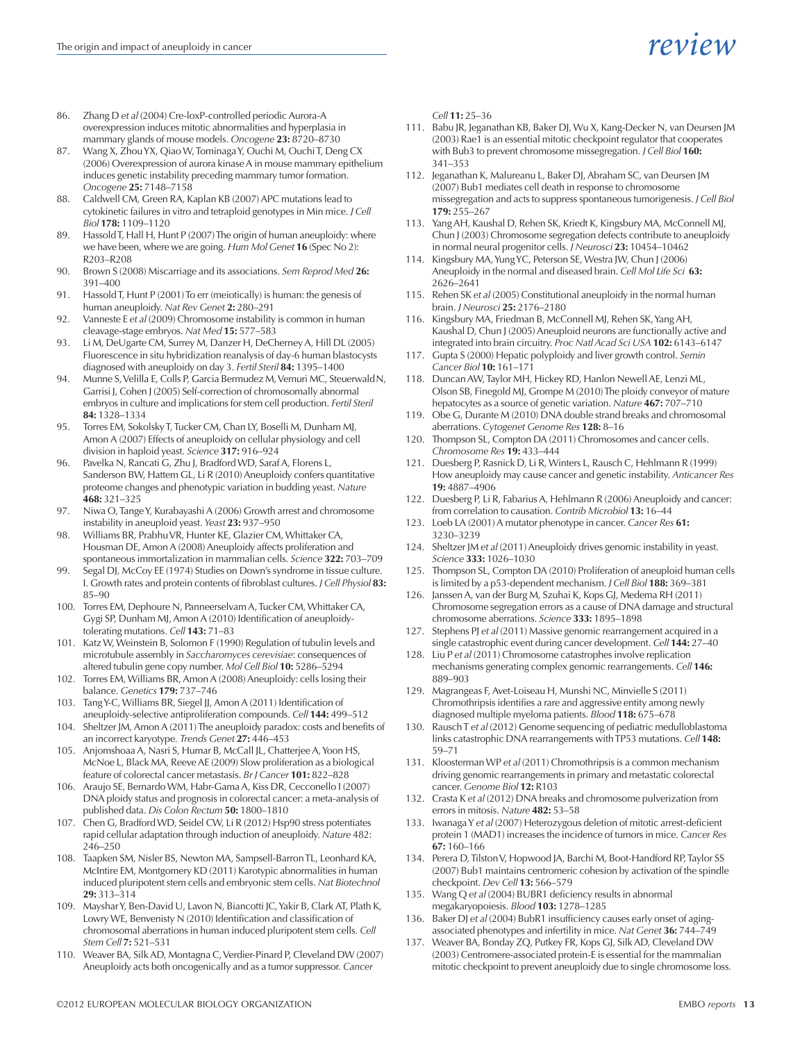86. Zhang D *et al* (2004) Cre-loxP-controlled periodic Aurora-A overexpression induces mitotic abnormalities and hyperplasia in mammary glands of mouse models. *Oncogene* **23:** 8720–8730
87. Wang X, Zhou YX, Qiao W, Tominaga Y, Ouchi M, Ouchi T, Deng CX (2006) Overexpression of aurora kinase A in mouse mammary epithelium induces genetic instability preceding mammary tumor formation. *Oncogene* **25:** 7148–7158
88. Caldwell CM, Green RA, Kaplan KB (2007) APC mutations lead to cytokinetic failures in vitro and tetraploid genotypes in Min mice. *J Cell Biol* **178:** 1109–1120
89. Hassold T, Hall H, Hunt P (2007) The origin of human aneuploidy: where we have been, where we are going. *Hum Mol Genet* **16** (Spec No 2): R203–R208
90. Brown S (2008) Miscarriage and its associations. *Sem Reprod Med* **26:** 391–400
91. Hassold T, Hunt P (2001) To err (meiotically) is human: the genesis of human aneuploidy. *Nat Rev Genet* **2:** 280–291
92. Vanneste E *et al* (2009) Chromosome instability is common in human cleavage-stage embryos. *Nat Med* **15:** 577–583
93. Li M, DeUgarte CM, Surrey M, Danzer H, DeCherney A, Hill DL (2005) Fluorescence in situ hybridization reanalysis of day-6 human blastocysts diagnosed with aneuploidy on day 3. *Fertil Steril* **84:** 1395–1400
94. Munne S, Velilla E, Colls P, Garcia Bermudez M, Vemuri MC, Steuerwald N, Garrisi J, Cohen J (2005) Self-correction of chromosomally abnormal embryos in culture and implications for stem cell production. *Fertil Steril* **84:** 1328–1334
95. Torres EM, Sokolsky T, Tucker CM, Chan LY, Boselli M, Dunham MJ, Amon A (2007) Effects of aneuploidy on cellular physiology and cell division in haploid yeast. *Science* **317:** 916–924
96. Pavelka N, Rancati G, Zhu J, Bradford WD, Saraf A, Florens L, Sanderson BW, Hattem GL, Li R (2010) Aneuploidy confers quantitative proteome changes and phenotypic variation in budding yeast. *Nature* **468:** 321–325
97. Niwa O, Tange Y, Kurabayashi A (2006) Growth arrest and chromosome instability in aneuploid yeast. *Yeast* **23:** 937–950
98. Williams BR, Prabhu VR, Hunter KE, Glazier CM, Whittaker CA, Housman DE, Amon A (2008) Aneuploidy affects proliferation and spontaneous immortalization in mammalian cells. *Science* **322:** 703–709
99. Segal DJ, McCoy EE (1974) Studies on Down's syndrome in tissue culture. I. Growth rates and protein contents of fibroblast cultures. *J Cell Physiol* **83:** 85–90
100. Torres EM, Dephoure N, Panneerselvam A, Tucker CM, Whittaker CA, Gygi SP, Dunham MJ, Amon A (2010) Identification of aneuploidy-tolerating mutations. *Cell* **143:** 71–83
101. Katz W, Weinstein B, Solomon F (1990) Regulation of tubulin levels and microtubule assembly in *Saccharomyces cerevisiae*: consequences of altered tubulin gene copy number. *Mol Cell Biol* **10:** 5286–5294
102. Torres EM, Williams BR, Amon A (2008) Aneuploidy: cells losing their balance. *Genetics* **179:** 737–746
103. Tang Y-C, Williams BR, Siegel JJ, Amon A (2011) Identification of aneuploidy-selective antiproliferation compounds. *Cell* **144:** 499–512
104. Sheltzer JM, Amon A (2011) The aneuploidy paradox: costs and benefits of an incorrect karyotype. *Trends Genet* **27:** 446–453
105. Anjomshoaa A, Nasri S, Humar B, McCall JL, Chatterjee A, Yoon HS, McNoe L, Black MA, Reeve AE (2009) Slow proliferation as a biological feature of colorectal cancer metastasis. *Br J Cancer* **101:** 822–828
106. Araujo SE, Bernardo WM, Habr-Gama A, Kiss DR, Cecconello I (2007) DNA ploidy status and prognosis in colorectal cancer: a meta-analysis of published data. *Dis Colon Rectum* **50:** 1800–1810
107. Chen G, Bradford WD, Seidel CW, Li R (2012) Hsp90 stress potentiates rapid cellular adaptation through induction of aneuploidy. *Nature* 482: 246–250
108. Taapken SM, Nisler BS, Newton MA, Sampsell-Barron TL, Leonhard KA, McIntire EM, Montgomery KD (2011) Karotypic abnormalities in human induced pluripotent stem cells and embryonic stem cells. *Nat Biotechnol* **29:** 313–314
109. Mayshar Y, Ben-David U, Lavon N, Biancotti JC, Yakir B, Clark AT, Plath K, Lowry WE, Benvenisty N (2010) Identification and classification of chromosomal aberrations in human induced pluripotent stem cells. *Cell Stem Cell* **7:** 521–531
110. Weaver BA, Silk AD, Montagna C, Verdier-Pinard P, Cleveland DW (2007) Aneuploidy acts both oncogenically and as a tumor suppressor. *Cancer Cell* **11:** 25–36
111. Babu JR, Jeganathan KB, Baker DJ, Wu X, Kang-Decker N, van Deursen JM (2003) Rae1 is an essential mitotic checkpoint regulator that cooperates with Bub3 to prevent chromosome missegregation. *J Cell Biol* **160:** 341–353
112. Jeganathan K, Malureanu L, Baker DJ, Abraham SC, van Deursen JM (2007) Bub1 mediates cell death in response to chromosome missegregation and acts to suppress spontaneous tumorigenesis. *J Cell Biol* **179:** 255–267
113. Yang AH, Kaushal D, Rehen SK, Kriedt K, Kingsbury MA, McConnell MJ, Chun J (2003) Chromosome segregation defects contribute to aneuploidy in normal neural progenitor cells. *J Neurosci* **23:** 10454–10462
114. Kingsbury MA, Yung YC, Peterson SE, Westra JW, Chun J (2006) Aneuploidy in the normal and diseased brain. *Cell Mol Life Sci* **63:** 2626–2641
115. Rehen SK *et al* (2005) Constitutional aneuploidy in the normal human brain. *J Neurosci* **25:** 2176–2180
116. Kingsbury MA, Friedman B, McConnell MJ, Rehen SK, Yang AH, Kaushal D, Chun J (2005) Aneuploid neurons are functionally active and integrated into brain circuitry. *Proc Natl Acad Sci USA* **102:** 6143–6147
117. Gupta S (2000) Hepatic polyploidy and liver growth control. *Semin Cancer Biol* **10:** 161–171
118. Duncan AW, Taylor MH, Hickey RD, Hanlon Newell AE, Lenzi ML, Olson SB, Finegold MJ, Grompe M (2010) The ploidy conveyor of mature hepatocytes as a source of genetic variation. *Nature* **467:** 707–710
119. Obe G, Durante M (2010) DNA double strand breaks and chromosomal aberrations. *Cytogenet Genome Res* **128:** 8–16
120. Thompson SL, Compton DA (2011) Chromosomes and cancer cells. *Chromosome Res* **19:** 433–444
121. Duesberg P, Rasnick D, Li R, Winters L, Rausch C, Hehlmann R (1999) How aneuploidy may cause cancer and genetic instability. *Anticancer Res* **19:** 4887–4906
122. Duesberg P, Li R, Fabarius A, Hehlmann R (2006) Aneuploidy and cancer: from correlation to causation. *Contrib Microbiol* **13:** 16–44
123. Loeb LA (2001) A mutator phenotype in cancer. *Cancer Res* **61:** 3230–3239
124. Sheltzer JM *et al* (2011) Aneuploidy drives genomic instability in yeast. *Science* **333:** 1026–1030
125. Thompson SL, Compton DA (2010) Proliferation of aneuploid human cells is limited by a p53-dependent mechanism. *J Cell Biol* **188:** 369–381
126. Janssen A, van der Burg M, Szuhai K, Kops GJ, Medema RH (2011) Chromosome segregation errors as a cause of DNA damage and structural chromosome aberrations. *Science* **333:** 1895–1898
127. Stephens PJ *et al* (2011) Massive genomic rearrangement acquired in a single catastrophic event during cancer development. *Cell* **144:** 27–40
128. Liu P *et al* (2011) Chromosome catastrophes involve replication mechanisms generating complex genomic rearrangements. *Cell* **146:** 889–903
129. Magrangeas F, Avet-Loiseau H, Munshi NC, Minvielle S (2011) Chromothripsis identifies a rare and aggressive entity among newly diagnosed multiple myeloma patients. *Blood* **118:** 675–678
130. Rausch T *et al* (2012) Genome sequencing of pediatric medulloblastoma links catastrophic DNA rearrangements with TP53 mutations. *Cell* **148:** 59–71
131. Kloosterman WP *et al* (2011) Chromothripsis is a common mechanism driving genomic rearrangements in primary and metastatic colorectal cancer. *Genome Biol* **12:** R103
132. Crasta K *et al* (2012) DNA breaks and chromosome pulverization from errors in mitosis. *Nature* **482:** 53–58
133. Iwanaga Y *et al* (2007) Heterozygous deletion of mitotic arrest-deficient protein 1 (MAD1) increases the incidence of tumors in mice. *Cancer Res* **67:** 160–166
134. Perera D, Tilston V, Hopwood JA, Barchi M, Boot-Handford RP, Taylor SS (2007) Bub1 maintains centromeric cohesion by activation of the spindle checkpoint. *Dev Cell* **13:** 566–579
135. Wang Q *et al* (2004) BUBR1 deficiency results in abnormal megakaryopoiesis. *Blood* **103:** 1278–1285
136. Baker DJ *et al* (2004) BubR1 insufficiency causes early onset of aging-associated phenotypes and infertility in mice. *Nat Genet* **36:** 744–749
137. Weaver BA, Bonday ZQ, Putkey FR, Kops GJ, Silk AD, Cleveland DW (2003) Centromere-associated protein-E is essential for the mammalian mitotic checkpoint to prevent aneuploidy due to single chromosome loss.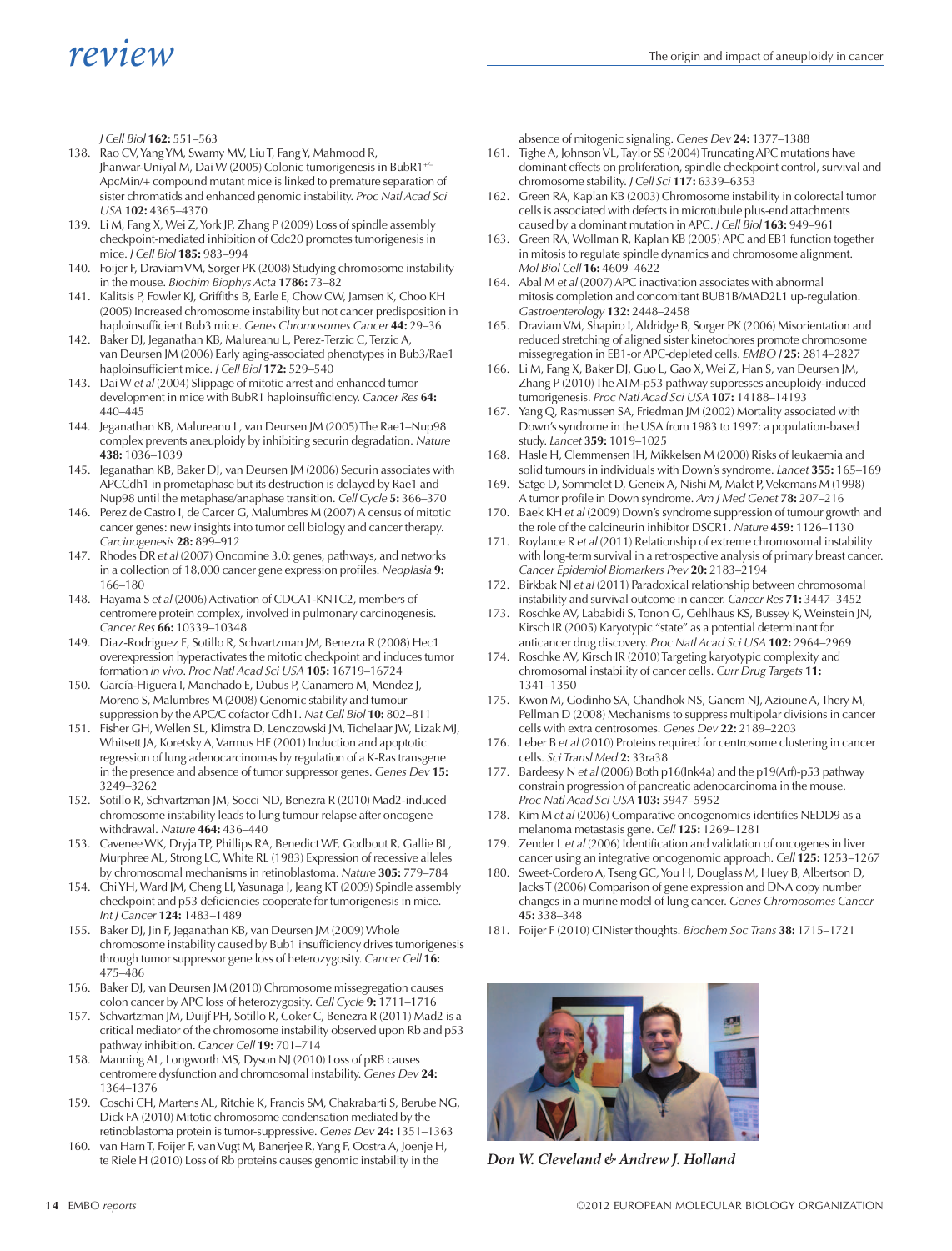*J Cell Biol* **162:** 551–563

138. Rao CV, Yang YM, Swamy MV, Liu T, Fang Y, Mahmood R, Jhanwar-Uniyal M, Dai W (2005) Colonic tumorigenesis in BubR1$^{+/-}$ ApcMin/+ compound mutant mice is linked to premature separation of sister chromatids and enhanced genomic instability. *Proc Natl Acad Sci USA* **102:** 4365–4370
139. Li M, Fang X, Wei Z, York JP, Zhang P (2009) Loss of spindle assembly checkpoint-mediated inhibition of Cdc20 promotes tumorigenesis in mice. *J Cell Biol* **185:** 983–994
140. Foijer F, Draviam VM, Sorger PK (2008) Studying chromosome instability in the mouse. *Biochim Biophys Acta* **1786:** 73–82
141. Kalitsis P, Fowler KJ, Griffiths B, Earle E, Chow CW, Jamsen K, Choo KH (2005) Increased chromosome instability but not cancer predisposition in haploinsufficient Bub3 mice. *Genes Chromosomes Cancer* **44:** 29–36
142. Baker DJ, Jeganathan KB, Malureanu L, Perez-Terzic C, Terzic A, van Deursen JM (2006) Early aging-associated phenotypes in Bub3/Rae1 haploinsufficient mice. *J Cell Biol* **172:** 529–540
143. Dai W *et al* (2004) Slippage of mitotic arrest and enhanced tumor development in mice with BubR1 haploinsufficiency. *Cancer Res* **64:** 440–445
144. Jeganathan KB, Malureanu L, van Deursen JM (2005) The Rae1–Nup98 complex prevents aneuploidy by inhibiting securin degradation. *Nature* **438:** 1036–1039
145. Jeganathan KB, Baker DJ, van Deursen JM (2006) Securin associates with APCCdh1 in prometaphase but its destruction is delayed by Rae1 and Nup98 until the metaphase/anaphase transition. *Cell Cycle* **5:** 366–370
146. Perez de Castro I, de Carcer G, Malumbres M (2007) A census of mitotic cancer genes: new insights into tumor cell biology and cancer therapy. *Carcinogenesis* **28:** 899–912
147. Rhodes DR *et al* (2007) Oncomine 3.0: genes, pathways, and networks in a collection of 18,000 cancer gene expression profiles. *Neoplasia* **9:** 166–180
148. Hayama S *et al* (2006) Activation of CDCA1-KNTC2, members of centromere protein complex, involved in pulmonary carcinogenesis. *Cancer Res* **66:** 10339–10348
149. Diaz-Rodriguez E, Sotillo R, Schvartzman JM, Benezra R (2008) Hec1 overexpression hyperactivates the mitotic checkpoint and induces tumor formation *in vivo*. *Proc Natl Acad Sci USA* **105:** 16719–16724
150. García-Higuera I, Manchado E, Dubus P, Canamero M, Mendez J, Moreno S, Malumbres M (2008) Genomic stability and tumour suppression by the APC/C cofactor Cdh1. *Nat Cell Biol* **10:** 802–811
151. Fisher GH, Wellen SL, Klimstra D, Lenczowski JM, Tichelaar JW, Lizak MJ, Whitsett JA, Koretsky A, Varmus HE (2001) Induction and apoptotic regression of lung adenocarcinomas by regulation of a K-Ras transgene in the presence and absence of tumor suppressor genes. *Genes Dev* **15:** 3249–3262
152. Sotillo R, Schvartzman JM, Socci ND, Benezra R (2010) Mad2-induced chromosome instability leads to lung tumour relapse after oncogene withdrawal. *Nature* **464:** 436–440
153. Cavenee WK, Dryja TP, Phillips RA, Benedict WF, Godbout R, Gallie BL, Murphree AL, Strong LC, White RL (1983) Expression of recessive alleles by chromosomal mechanisms in retinoblastoma. *Nature* **305:** 779–784
154. Chi YH, Ward JM, Cheng LI, Yasunaga J, Jeang KT (2009) Spindle assembly checkpoint and p53 deficiencies cooperate for tumorigenesis in mice. *Int J Cancer* **124:** 1483–1489
155. Baker DJ, Jin F, Jeganathan KB, van Deursen JM (2009) Whole chromosome instability caused by Bub1 insufficiency drives tumorigenesis through tumor suppressor gene loss of heterozygosity. *Cancer Cell* **16:** 475–486
156. Baker DJ, van Deursen JM (2010) Chromosome missegregation causes colon cancer by APC loss of heterozygosity. *Cell Cycle* **9:** 1711–1716
157. Schvartzman JM, Duijf PH, Sotillo R, Coker C, Benezra R (2011) Mad2 is a critical mediator of the chromosome instability observed upon Rb and p53 pathway inhibition. *Cancer Cell* **19:** 701–714
158. Manning AL, Longworth MS, Dyson NJ (2010) Loss of pRB causes centromere dysfunction and chromosomal instability. *Genes Dev* **24:** 1364–1376
159. Coschi CH, Martens AL, Ritchie K, Francis SM, Chakrabarti S, Berube NG, Dick FA (2010) Mitotic chromosome condensation mediated by the retinoblastoma protein is tumor-suppressive. *Genes Dev* **24:** 1351–1363
160. van Harn T, Foijer F, van Vugt M, Banerjee R, Yang F, Oostra A, Joenje H, te Riele H (2010) Loss of Rb proteins causes genomic instability in the absence of mitogenic signaling. *Genes Dev* **24:** 1377–1388
161. Tighe A, Johnson VL, Taylor SS (2004) Truncating APC mutations have dominant effects on proliferation, spindle checkpoint control, survival and chromosome stability. *J Cell Sci* **117:** 6339–6353
162. Green RA, Kaplan KB (2003) Chromosome instability in colorectal tumor cells is associated with defects in microtubule plus-end attachments caused by a dominant mutation in APC. *J Cell Biol* **163:** 949–961
163. Green RA, Wollman R, Kaplan KB (2005) APC and EB1 function together in mitosis to regulate spindle dynamics and chromosome alignment. *Mol Biol Cell* **16:** 4609–4622
164. Abal M *et al* (2007) APC inactivation associates with abnormal mitosis completion and concomitant BUB1B/MAD2L1 up-regulation. *Gastroenterology* **132:** 2448–2458
165. Draviam VM, Shapiro I, Aldridge B, Sorger PK (2006) Misorientation and reduced stretching of aligned sister kinetochores promote chromosome missegregation in EB1-or APC-depleted cells. *EMBO J* **25:** 2814–2827
166. Li M, Fang X, Baker DJ, Guo L, Gao X, Wei Z, Han S, van Deursen JM, Zhang P (2010) The ATM-p53 pathway suppresses aneuploidy-induced tumorigenesis. *Proc Natl Acad Sci USA* **107:** 14188–14193
167. Yang Q, Rasmussen SA, Friedman JM (2002) Mortality associated with Down's syndrome in the USA from 1983 to 1997: a population-based study. *Lancet* **359:** 1019–1025
168. Hasle H, Clemmensen IH, Mikkelsen M (2000) Risks of leukaemia and solid tumours in individuals with Down's syndrome. *Lancet* **355:** 165–169
169. Satge D, Sommelet D, Geneix A, Nishi M, Malet P, Vekemans M (1998) A tumor profile in Down syndrome. *Am J Med Genet* **78:** 207–216
170. Baek KH *et al* (2009) Down's syndrome suppression of tumour growth and the role of the calcineurin inhibitor DSCR1. *Nature* **459:** 1126–1130
171. Roylance R *et al* (2011) Relationship of extreme chromosomal instability with long-term survival in a retrospective analysis of primary breast cancer. *Cancer Epidemiol Biomarkers Prev* **20:** 2183–2194
172. Birkbak NJ *et al* (2011) Paradoxical relationship between chromosomal instability and survival outcome in cancer. *Cancer Res* **71:** 3447–3452
173. Roschke AV, Lababidi S, Tonon G, Gehlhaus KS, Bussey K, Weinstein JN, Kirsch IR (2005) Karyotypic "state" as a potential determinant for anticancer drug discovery. *Proc Natl Acad Sci USA* **102:** 2964–2969
174. Roschke AV, Kirsch IR (2010) Targeting karyotypic complexity and chromosomal instability of cancer cells. *Curr Drug Targets* **11:** 1341–1350
175. Kwon M, Godinho SA, Chandhok NS, Ganem NJ, Azioune A, Thery M, Pellman D (2008) Mechanisms to suppress multipolar divisions in cancer cells with extra centrosomes. *Genes Dev* **22:** 2189–2203
176. Leber B *et al* (2010) Proteins required for centrosome clustering in cancer cells. *Sci Transl Med* **2:** 33ra38
177. Bardeesy N *et al* (2006) Both p16(Ink4a) and the p19(Arf)-p53 pathway constrain progression of pancreatic adenocarcinoma in the mouse. *Proc Natl Acad Sci USA* **103:** 5947–5952
178. Kim M *et al* (2006) Comparative oncogenomics identifies NEDD9 as a melanoma metastasis gene. *Cell* **125:** 1269–1281
179. Zender L *et al* (2006) Identification and validation of oncogenes in liver cancer using an integrative oncogenomic approach. *Cell* **125:** 1253–1267
180. Sweet-Cordero A, Tseng GC, You H, Douglass M, Huey B, Albertson D, Jacks T (2006) Comparison of gene expression and DNA copy number changes in a murine model of lung cancer. *Genes Chromosomes Cancer* **45:** 338–348
181. Foijer F (2010) CINister thoughts. *Biochem Soc Trans* **38:** 1715–1721

***Don W. Cleveland & Andrew J. Holland***